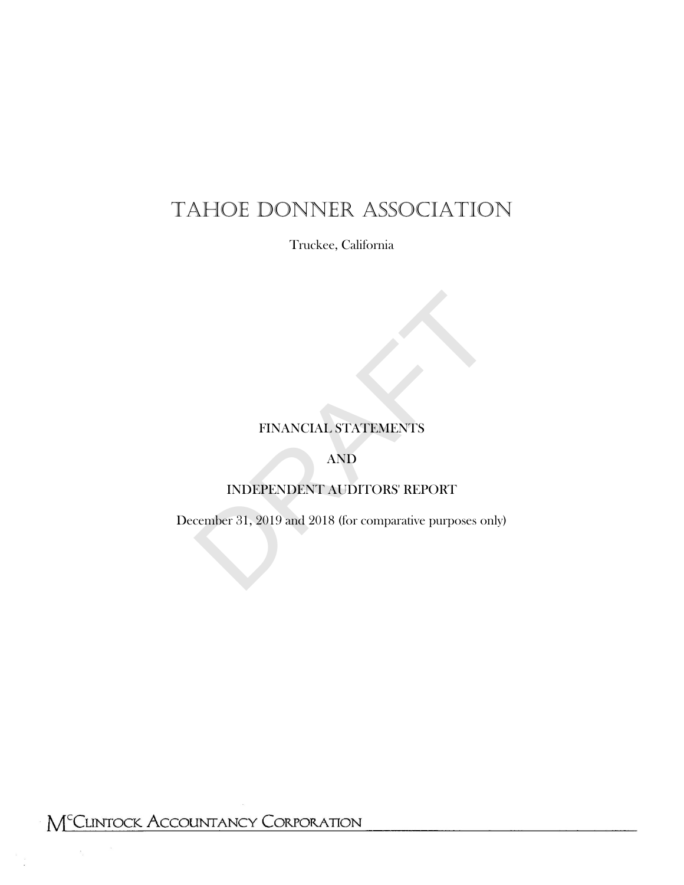# TAHOE DONNER ASSOCIATION

Truckee, California

DRAFT

FINANCIAL STATEMENTS

AND

INDEPENDENT AUDITORS' REPORT

December 31, 2019 and 2018 (for comparative purposes only)

McClintock Accountancy Corporation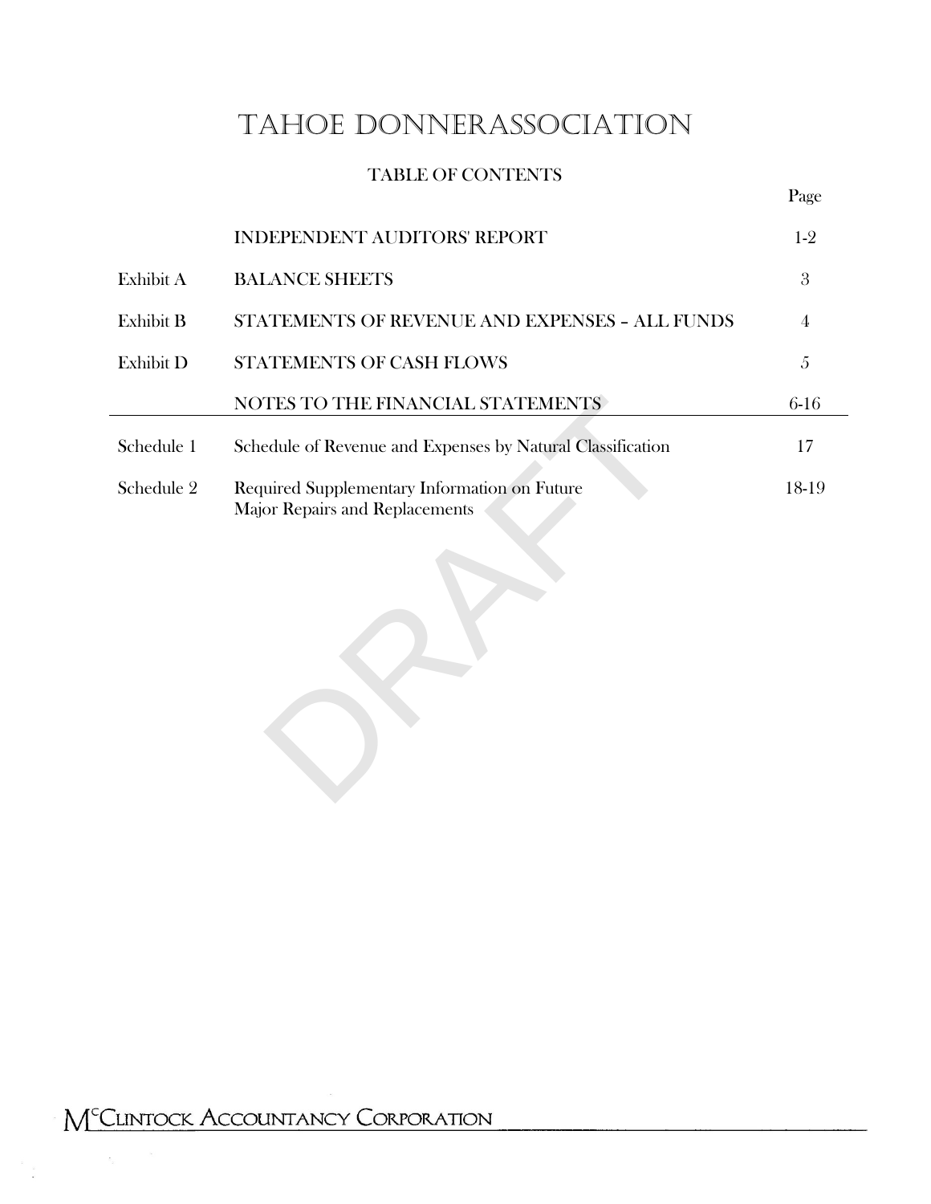# TAHOE DONNERASSOCIATION

## TABLE OF CONTENTS

| | | Page |
|---|---|---|
| | INDEPENDENT AUDITORS' REPORT | 1-2 |
| Exhibit A | BALANCE SHEETS | 3 |
| Exhibit B | STATEMENTS OF REVENUE AND EXPENSES – ALL FUNDS | 4 |
| Exhibit D | STATEMENTS OF CASH FLOWS | 5 |
| | NOTES TO THE FINANCIAL STATEMENTS | 6-16 |
| Schedule 1 | Schedule of Revenue and Expenses by Natural Classification | 17 |
| Schedule 2 | Required Supplementary Information on Future Major Repairs and Replacements | 18-19 |

DRAFT

MCCLINTOCK ACCOUNTANCY CORPORATION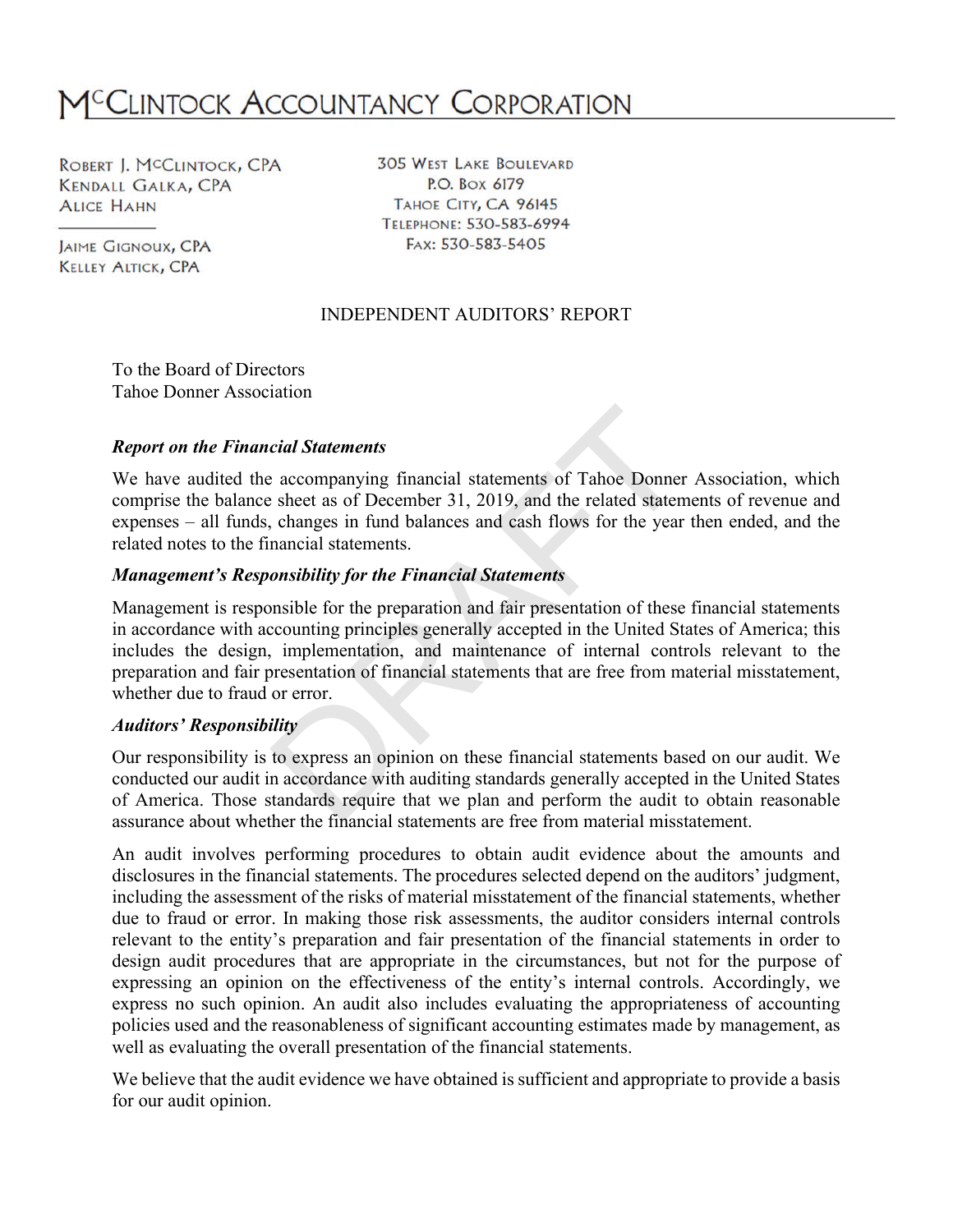# McClintock Accountancy Corporation

Robert J. McClintock, CPA
Kendall Galka, CPA
Alice Hahn

Jaime Gignoux, CPA
Kelley Altick, CPA

305 West Lake Boulevard
P.O. Box 6179
Tahoe City, CA 96145
Telephone: 530-583-6994
Fax: 530-583-5405

## INDEPENDENT AUDITORS' REPORT

To the Board of Directors
Tahoe Donner Association

### *Report on the Financial Statements*

We have audited the accompanying financial statements of Tahoe Donner Association, which comprise the balance sheet as of December 31, 2019, and the related statements of revenue and expenses – all funds, changes in fund balances and cash flows for the year then ended, and the related notes to the financial statements.

### *Management's Responsibility for the Financial Statements*

Management is responsible for the preparation and fair presentation of these financial statements in accordance with accounting principles generally accepted in the United States of America; this includes the design, implementation, and maintenance of internal controls relevant to the preparation and fair presentation of financial statements that are free from material misstatement, whether due to fraud or error.

### *Auditors' Responsibility*

Our responsibility is to express an opinion on these financial statements based on our audit. We conducted our audit in accordance with auditing standards generally accepted in the United States of America. Those standards require that we plan and perform the audit to obtain reasonable assurance about whether the financial statements are free from material misstatement.

An audit involves performing procedures to obtain audit evidence about the amounts and disclosures in the financial statements. The procedures selected depend on the auditors' judgment, including the assessment of the risks of material misstatement of the financial statements, whether due to fraud or error. In making those risk assessments, the auditor considers internal controls relevant to the entity's preparation and fair presentation of the financial statements in order to design audit procedures that are appropriate in the circumstances, but not for the purpose of expressing an opinion on the effectiveness of the entity's internal controls. Accordingly, we express no such opinion. An audit also includes evaluating the appropriateness of accounting policies used and the reasonableness of significant accounting estimates made by management, as well as evaluating the overall presentation of the financial statements.

We believe that the audit evidence we have obtained is sufficient and appropriate to provide a basis for our audit opinion.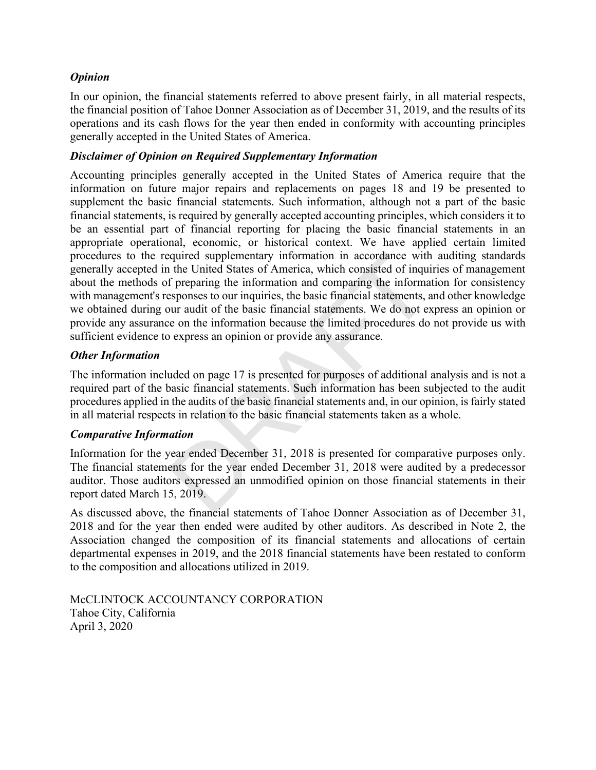### *Opinion*

In our opinion, the financial statements referred to above present fairly, in all material respects, the financial position of Tahoe Donner Association as of December 31, 2019, and the results of its operations and its cash flows for the year then ended in conformity with accounting principles generally accepted in the United States of America.

### *Disclaimer of Opinion on Required Supplementary Information*

Accounting principles generally accepted in the United States of America require that the information on future major repairs and replacements on pages 18 and 19 be presented to supplement the basic financial statements. Such information, although not a part of the basic financial statements, is required by generally accepted accounting principles, which considers it to be an essential part of financial reporting for placing the basic financial statements in an appropriate operational, economic, or historical context. We have applied certain limited procedures to the required supplementary information in accordance with auditing standards generally accepted in the United States of America, which consisted of inquiries of management about the methods of preparing the information and comparing the information for consistency with management's responses to our inquiries, the basic financial statements, and other knowledge we obtained during our audit of the basic financial statements. We do not express an opinion or provide any assurance on the information because the limited procedures do not provide us with sufficient evidence to express an opinion or provide any assurance.

### *Other Information*

The information included on page 17 is presented for purposes of additional analysis and is not a required part of the basic financial statements. Such information has been subjected to the audit procedures applied in the audits of the basic financial statements and, in our opinion, is fairly stated in all material respects in relation to the basic financial statements taken as a whole.

### *Comparative Information*

Information for the year ended December 31, 2018 is presented for comparative purposes only. The financial statements for the year ended December 31, 2018 were audited by a predecessor auditor. Those auditors expressed an unmodified opinion on those financial statements in their report dated March 15, 2019.

As discussed above, the financial statements of Tahoe Donner Association as of December 31, 2018 and for the year then ended were audited by other auditors. As described in Note 2, the Association changed the composition of its financial statements and allocations of certain departmental expenses in 2019, and the 2018 financial statements have been restated to conform to the composition and allocations utilized in 2019.

McCLINTOCK ACCOUNTANCY CORPORATION
Tahoe City, California
April 3, 2020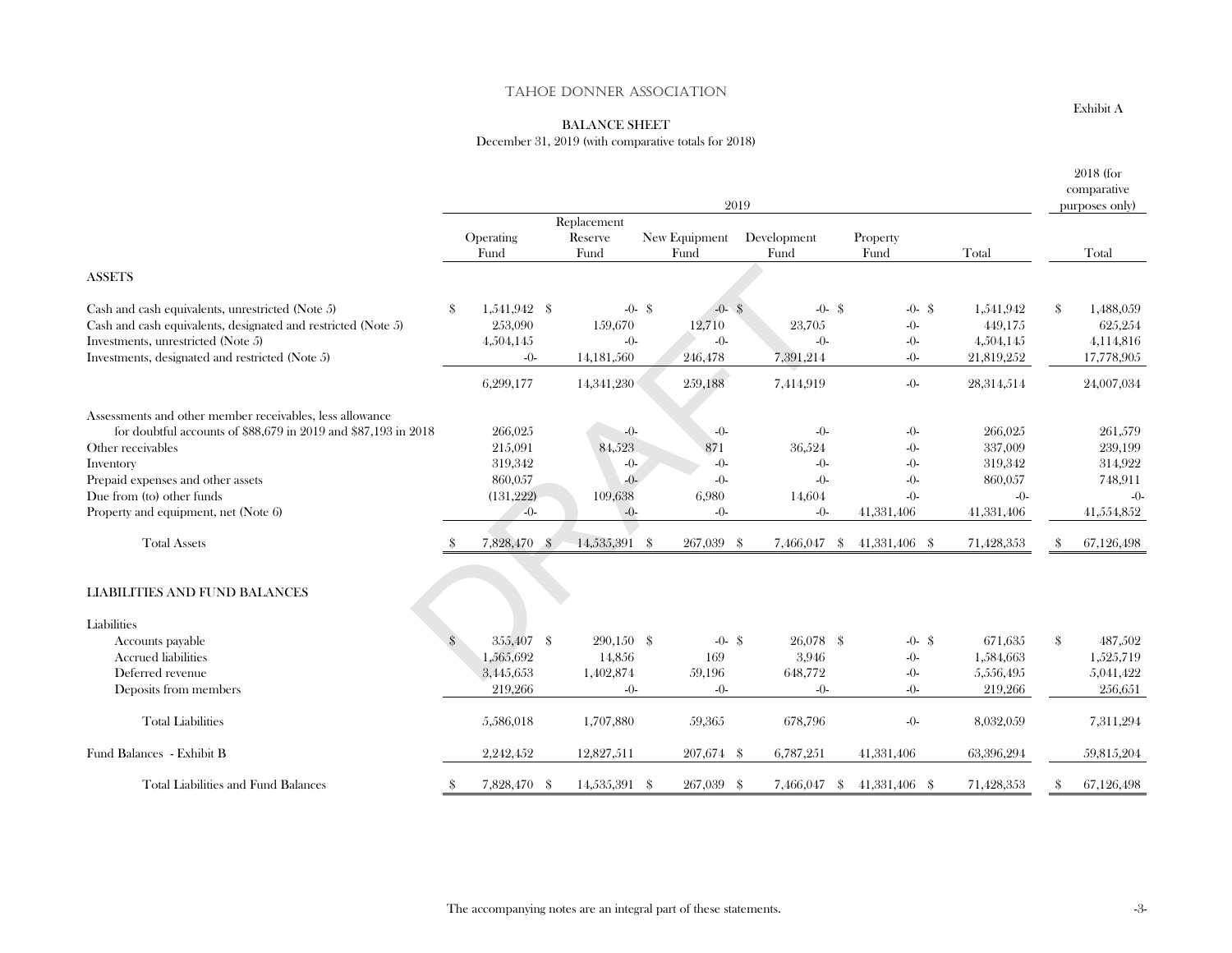# TAHOE DONNER ASSOCIATION

Exhibit A

## BALANCE SHEET

December 31, 2019 (with comparative totals for 2018)

| | 2019 | | | | | | 2018 (for comparative purposes only) |
|---|---|---|---|---|---|---|---|
| | Operating Fund | Replacement Reserve Fund | New Equipment Fund | Development Fund | Property Fund | Total | Total |
| **ASSETS** | | | | | | | |
| Cash and cash equivalents, unrestricted (Note 5) | $ 1,541,942 | $ -0- | $ -0- | $ -0- | $ -0- | $ 1,541,942 | $ 1,488,059 |
| Cash and cash equivalents, designated and restricted (Note 5) | 253,090 | 159,670 | 12,710 | 23,705 | -0- | 449,175 | 625,254 |
| Investments, unrestricted (Note 5) | 4,504,145 | -0- | -0- | -0- | -0- | 4,504,145 | 4,114,816 |
| Investments, designated and restricted (Note 5) | -0- | 14,181,560 | 246,478 | 7,391,214 | -0- | 21,819,252 | 17,778,905 |
| | 6,299,177 | 14,341,230 | 259,188 | 7,414,919 | -0- | 28,314,514 | 24,007,034 |
| Assessments and other member receivables, less allowance for doubtful accounts of $88,679 in 2019 and $87,193 in 2018 | 266,025 | -0- | -0- | -0- | -0- | 266,025 | 261,579 |
| Other receivables | 215,091 | 84,523 | 871 | 36,524 | -0- | 337,009 | 239,199 |
| Inventory | 319,342 | -0- | -0- | -0- | -0- | 319,342 | 314,922 |
| Prepaid expenses and other assets | 860,057 | -0- | -0- | -0- | -0- | 860,057 | 748,911 |
| Due from (to) other funds | (131,222) | 109,638 | 6,980 | 14,604 | -0- | -0- | -0- |
| Property and equipment, net (Note 6) | -0- | -0- | -0- | -0- | 41,331,406 | 41,331,406 | 41,554,852 |
| Total Assets | $ 7,828,470 | $ 14,535,391 | $ 267,039 | $ 7,466,047 | $ 41,331,406 | $ 71,428,353 | $ 67,126,498 |
| **LIABILITIES AND FUND BALANCES** | | | | | | | |
| Liabilities | | | | | | | |
| Accounts payable | $ 355,407 | $ 290,150 | $ -0- | $ 26,078 | $ -0- | $ 671,635 | $ 487,502 |
| Accrued liabilities | 1,565,692 | 14,856 | 169 | 3,946 | -0- | 1,584,663 | 1,525,719 |
| Deferred revenue | 3,445,653 | 1,402,874 | 59,196 | 648,772 | -0- | 5,556,495 | 5,041,422 |
| Deposits from members | 219,266 | -0- | -0- | -0- | -0- | 219,266 | 256,651 |
| Total Liabilities | 5,586,018 | 1,707,880 | 59,365 | 678,796 | -0- | 8,032,059 | 7,311,294 |
| Fund Balances - Exhibit B | 2,242,452 | 12,827,511 | 207,674 | $ 6,787,251 | 41,331,406 | 63,396,294 | 59,815,204 |
| Total Liabilities and Fund Balances | $ 7,828,470 | $ 14,535,391 | $ 267,039 | $ 7,466,047 | $ 41,331,406 | $ 71,428,353 | $ 67,126,498 |

The accompanying notes are an integral part of these statements.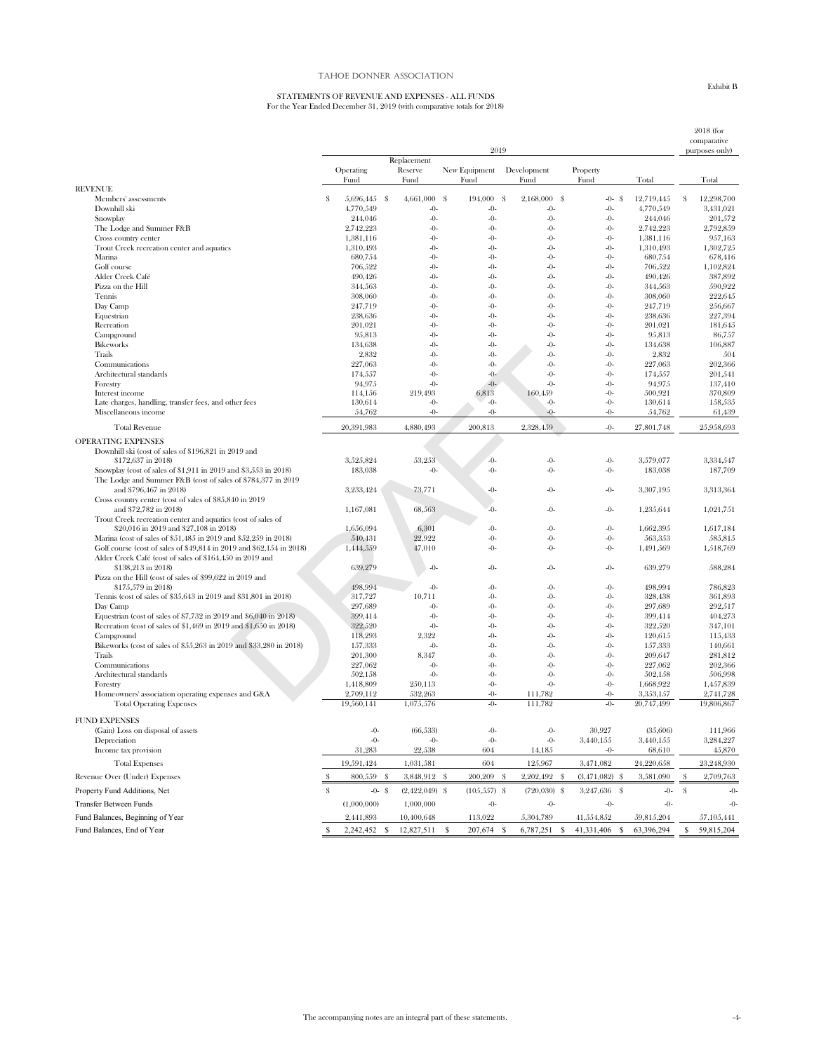Exhibit B

# TAHOE DONNER ASSOCIATION

## STATEMENTS OF REVENUE AND EXPENSES - ALL FUNDS

For the Year Ended December 31, 2019 (with comparative totals for 2018)

| | 2019 | | | | | | 2018 (for comparative purposes only) |
|---|---|---|---|---|---|---|---|
| | Operating Fund | Replacement Reserve Fund | New Equipment Fund | Development Fund | Property Fund | Total | Total |
| **REVENUE** | | | | | | | |
| Members' assessments | $ 5,696,445 | $ 4,661,000 | $ 194,000 | $ 2,168,000 | $ -0- | $ 12,719,445 | $ 12,298,700 |
| Downhill ski | 4,770,549 | -0- | -0- | -0- | -0- | 4,770,549 | 3,431,021 |
| Snowplay | 244,046 | -0- | -0- | -0- | -0- | 244,046 | 201,572 |
| The Lodge and Summer F&B | 2,742,223 | -0- | -0- | -0- | -0- | 2,742,223 | 2,792,859 |
| Cross country center | 1,381,116 | -0- | -0- | -0- | -0- | 1,381,116 | 957,163 |
| Trout Creek recreation center and aquatics | 1,310,493 | -0- | -0- | -0- | -0- | 1,310,493 | 1,302,725 |
| Marina | 680,754 | -0- | -0- | -0- | -0- | 680,754 | 678,416 |
| Golf course | 706,522 | -0- | -0- | -0- | -0- | 706,522 | 1,102,824 |
| Alder Creek Café | 490,426 | -0- | -0- | -0- | -0- | 490,426 | 387,892 |
| Pizza on the Hill | 344,563 | -0- | -0- | -0- | -0- | 344,563 | 590,922 |
| Tennis | 308,060 | -0- | -0- | -0- | -0- | 308,060 | 222,645 |
| Day Camp | 247,719 | -0- | -0- | -0- | -0- | 247,719 | 256,667 |
| Equestrian | 238,636 | -0- | -0- | -0- | -0- | 238,636 | 227,394 |
| Recreation | 201,021 | -0- | -0- | -0- | -0- | 201,021 | 181,645 |
| Campground | 95,813 | -0- | -0- | -0- | -0- | 95,813 | 86,757 |
| Bikeworks | 134,638 | -0- | -0- | -0- | -0- | 134,638 | 106,887 |
| Trails | 2,832 | -0- | -0- | -0- | -0- | 2,832 | 504 |
| Communications | 227,063 | -0- | -0- | -0- | -0- | 227,063 | 202,366 |
| Architectural standards | 174,557 | -0- | -0- | -0- | -0- | 174,557 | 201,541 |
| Forestry | 94,975 | -0- | -0- | -0- | -0- | 94,975 | 137,410 |
| Interest income | 114,156 | 219,493 | 6,813 | 160,459 | -0- | 500,921 | 370,809 |
| Late charges, handling, transfer fees, and other fees | 130,614 | -0- | -0- | -0- | -0- | 130,614 | 158,535 |
| Miscellaneous income | 54,762 | -0- | -0- | -0- | -0- | 54,762 | 61,439 |
| Total Revenue | 20,391,983 | 4,880,493 | 200,813 | 2,328,459 | -0- | 27,801,748 | 25,958,693 |
| **OPERATING EXPENSES** | | | | | | | |
| Downhill ski (cost of sales of $196,821 in 2019 and $172,637 in 2018) | 3,525,824 | 53,253 | -0- | -0- | -0- | 3,579,077 | 3,334,547 |
| Snowplay (cost of sales of $1,911 in 2019 and $3,553 in 2018) | 183,038 | -0- | -0- | -0- | -0- | 183,038 | 187,709 |
| The Lodge and Summer F&B (cost of sales of $784,377 in 2019 and $796,467 in 2018) | 3,233,424 | 73,771 | -0- | -0- | -0- | 3,307,195 | 3,313,364 |
| Cross country center (cost of sales of $85,840 in 2019 and $72,782 in 2018) | 1,167,081 | 68,563 | -0- | -0- | -0- | 1,235,644 | 1,021,751 |
| Trout Creek recreation center and aquatics (cost of sales of $20,016 in 2019 and $27,108 in 2018) | 1,656,094 | 6,301 | -0- | -0- | -0- | 1,662,395 | 1,617,184 |
| Marina (cost of sales of $51,485 in 2019 and $52,259 in 2018) | 540,431 | 22,922 | -0- | -0- | -0- | 563,353 | 585,815 |
| Golf course (cost of sales of $49,814 in 2019 and $62,154 in 2018) | 1,444,559 | 47,010 | -0- | -0- | -0- | 1,491,569 | 1,518,769 |
| Alder Creek Café (cost of sales of $164,450 in 2019 and $138,213 in 2018) | 639,279 | -0- | -0- | -0- | -0- | 639,279 | 588,284 |
| Pizza on the Hill (cost of sales of $99,622 in 2019 and $175,579 in 2018) | 498,994 | -0- | -0- | -0- | -0- | 498,994 | 786,823 |
| Tennis (cost of sales of $35,643 in 2019 and $31,801 in 2018) | 317,727 | 10,711 | -0- | -0- | -0- | 328,438 | 361,893 |
| Day Camp | 297,689 | -0- | -0- | -0- | -0- | 297,689 | 292,517 |
| Equestrian (cost of sales of $7,732 in 2019 and $6,040 in 2018) | 399,414 | -0- | -0- | -0- | -0- | 399,414 | 404,273 |
| Recreation (cost of sales of $1,469 in 2019 and $1,650 in 2018) | 322,520 | -0- | -0- | -0- | -0- | 322,520 | 347,101 |
| Campground | 118,293 | 2,322 | -0- | -0- | -0- | 120,615 | 115,433 |
| Bikeworks (cost of sales of $55,263 in 2019 and $33,280 in 2018) | 157,333 | -0- | -0- | -0- | -0- | 157,333 | 140,661 |
| Trails | 201,300 | 8,347 | -0- | -0- | -0- | 209,647 | 281,812 |
| Communications | 227,062 | -0- | -0- | -0- | -0- | 227,062 | 202,366 |
| Architectural standards | 502,158 | -0- | -0- | -0- | -0- | 502,158 | 506,998 |
| Forestry | 1,418,809 | 250,113 | -0- | -0- | -0- | 1,668,922 | 1,457,839 |
| Homeowners' association operating expenses and G&A | 2,709,112 | 532,263 | -0- | 111,782 | -0- | 3,353,157 | 2,741,728 |
| Total Operating Expenses | 19,560,141 | 1,075,576 | -0- | 111,782 | -0- | 20,747,499 | 19,806,867 |
| **FUND EXPENSES** | | | | | | | |
| (Gain) Loss on disposal of assets | -0- | (66,533) | -0- | -0- | 30,927 | (35,606) | 111,966 |
| Depreciation | -0- | -0- | -0- | -0- | 3,440,155 | 3,440,155 | 3,284,227 |
| Income tax provision | 31,283 | 22,538 | 604 | 14,185 | -0- | 68,610 | 45,870 |
| Total Expenses | 19,591,424 | 1,031,581 | 604 | 125,967 | 3,471,082 | 24,220,658 | 23,248,930 |
| Revenue Over (Under) Expenses | $ 800,559 | $ 3,848,912 | $ 200,209 | $ 2,202,492 | $ (3,471,082) | $ 3,581,090 | $ 2,709,763 |
| Property Fund Additions, Net | $ -0- | $ (2,422,049) | $ (105,557) | $ (720,030) | $ 3,247,636 | $ -0- | $ -0- |
| Transfer Between Funds | (1,000,000) | 1,000,000 | -0- | -0- | -0- | -0- | -0- |
| Fund Balances, Beginning of Year | 2,441,893 | 10,400,648 | 113,022 | 5,304,789 | 41,554,852 | 59,815,204 | 57,105,441 |
| Fund Balances, End of Year | $ 2,242,452 | $ 12,827,511 | $ 207,674 | $ 6,787,251 | $ 41,331,406 | $ 63,396,294 | $ 59,815,204 |

The accompanying notes are an integral part of these statements.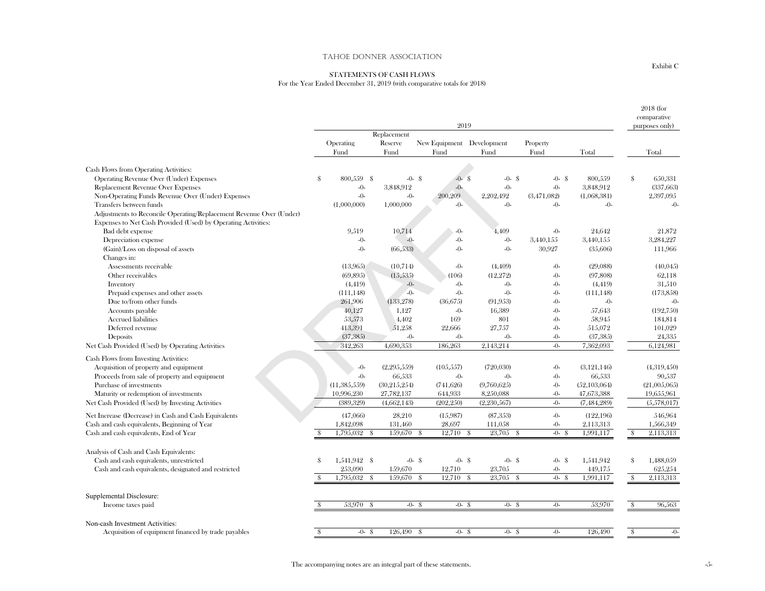# TAHOE DONNER ASSOCIATION

Exhibit C

## STATEMENTS OF CASH FLOWS

For the Year Ended December 31, 2019 (with comparative totals for 2018)

| | 2019 | | | | | | 2018 (for comparative purposes only) |
|---|---|---|---|---|---|---|---|
| | Operating Fund | Replacement Reserve Fund | New Equipment Fund | Development Fund | Property Fund | Total | Total |
| **Cash Flows from Operating Activities:** | | | | | | | |
| Operating Revenue Over (Under) Expenses | $ 800,559 | $ -0- | $ -0- | $ -0- | $ -0- | $ 800,559 | $ 650,331 |
| Replacement Revenue Over Expenses | -0- | 3,848,912 | -0- | -0- | -0- | 3,848,912 | (337,663) |
| Non-Operating Funds Revenue Over (Under) Expenses | -0- | -0- | 200,209 | 2,202,492 | (3,471,082) | (1,068,381) | 2,397,095 |
| Transfers between funds | (1,000,000) | 1,000,000 | -0- | -0- | -0- | -0- | -0- |
| Adjustments to Reconcile Operating/Replacement Revenue Over (Under) Expenses to Net Cash Provided (Used) by Operating Activities: | | | | | | | |
| Bad debt expense | 9,519 | 10,714 | -0- | 4,409 | -0- | 24,642 | 21,872 |
| Depreciation expense | -0- | -0- | -0- | -0- | 3,440,155 | 3,440,155 | 3,284,227 |
| (Gain)/Loss on disposal of assets | -0- | (66,533) | -0- | -0- | 30,927 | (35,606) | 111,966 |
| Changes in: | | | | | | | |
| Assessments receivable | (13,965) | (10,714) | -0- | (4,409) | -0- | (29,088) | (40,045) |
| Other receivables | (69,895) | (15,535) | (106) | (12,272) | -0- | (97,808) | 62,118 |
| Inventory | (4,419) | -0- | -0- | -0- | -0- | (4,419) | 31,510 |
| Prepaid expenses and other assets | (111,148) | -0- | -0- | -0- | -0- | (111,148) | (173,858) |
| Due to/from other funds | 261,906 | (133,278) | (36,675) | (91,953) | -0- | -0- | -0- |
| Accounts payable | 40,127 | 1,127 | -0- | 16,389 | -0- | 57,643 | (192,750) |
| Accrued liabilities | 53,573 | 4,402 | 169 | 801 | -0- | 58,945 | 184,814 |
| Deferred revenue | 413,391 | 51,258 | 22,666 | 27,757 | -0- | 515,072 | 101,029 |
| Deposits | (37,385) | -0- | -0- | -0- | -0- | (37,385) | 24,335 |
| Net Cash Provided (Used) by Operating Activities | 342,263 | 4,690,353 | 186,263 | 2,143,214 | -0- | 7,362,093 | 6,124,981 |
| **Cash Flows from Investing Activities:** | | | | | | | |
| Acquisition of property and equipment | -0- | (2,295,559) | (105,557) | (720,030) | -0- | (3,121,146) | (4,319,450) |
| Proceeds from sale of property and equipment | -0- | 66,533 | -0- | -0- | -0- | 66,533 | 90,537 |
| Purchase of investments | (11,385,559) | (30,215,254) | (741,626) | (9,760,625) | -0- | (52,103,064) | (21,005,065) |
| Maturity or redemption of investments | 10,996,230 | 27,782,137 | 644,933 | 8,250,088 | -0- | 47,673,388 | 19,655,961 |
| Net Cash Provided (Used) by Investing Activities | (389,329) | (4,662,143) | (202,250) | (2,230,567) | -0- | (7,484,289) | (5,578,017) |
| Net Increase (Decrease) in Cash and Cash Equivalents | (47,066) | 28,210 | (15,987) | (87,353) | -0- | (122,196) | 546,964 |
| Cash and cash equivalents, Beginning of Year | 1,842,098 | 131,460 | 28,697 | 111,058 | -0- | 2,113,313 | 1,566,349 |
| Cash and cash equivalents, End of Year | $ 1,795,032 | $ 159,670 | $ 12,710 | $ 23,705 | $ -0- | $ 1,991,117 | $ 2,113,313 |
| **Analysis of Cash and Cash Equivalents:** | | | | | | | |
| Cash and cash equivalents, unrestricted | $ 1,541,942 | $ -0- | $ -0- | $ -0- | $ -0- | $ 1,541,942 | $ 1,488,059 |
| Cash and cash equivalents, designated and restricted | 253,090 | 159,670 | 12,710 | 23,705 | -0- | 449,175 | 625,254 |
| | $ 1,795,032 | $ 159,670 | $ 12,710 | $ 23,705 | $ -0- | $ 1,991,117 | $ 2,113,313 |
| **Supplemental Disclosure:** | | | | | | | |
| Income taxes paid | $ 53,970 | $ -0- | $ -0- | $ -0- | $ -0- | 53,970 | $ 96,563 |
| **Non-cash Investment Activities:** | | | | | | | |
| Acquisition of equipment financed by trade payables | $ -0- | $ 126,490 | $ -0- | $ -0- | -0- | 126,490 | $ -0- |

The accompanying notes are an integral part of these statements.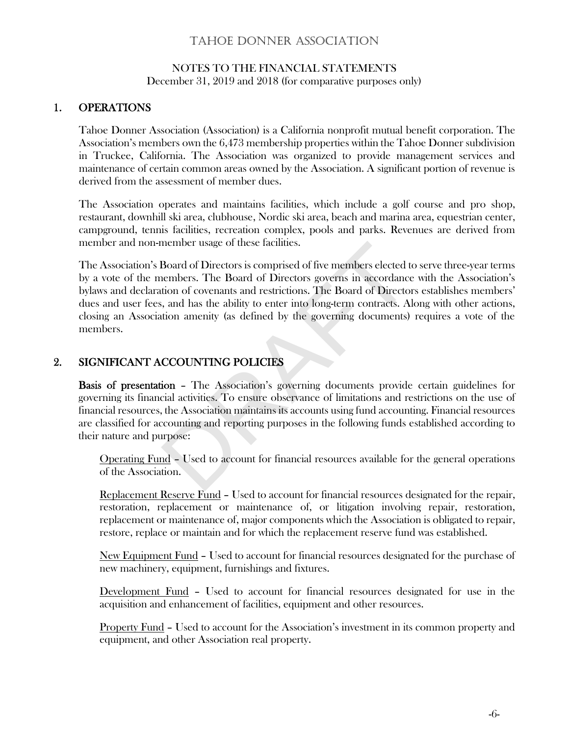# TAHOE DONNER ASSOCIATION

## NOTES TO THE FINANCIAL STATEMENTS
December 31, 2019 and 2018 (for comparative purposes only)

## 1. OPERATIONS

Tahoe Donner Association (Association) is a California nonprofit mutual benefit corporation. The Association's members own the 6,473 membership properties within the Tahoe Donner subdivision in Truckee, California. The Association was organized to provide management services and maintenance of certain common areas owned by the Association. A significant portion of revenue is derived from the assessment of member dues.

The Association operates and maintains facilities, which include a golf course and pro shop, restaurant, downhill ski area, clubhouse, Nordic ski area, beach and marina area, equestrian center, campground, tennis facilities, recreation complex, pools and parks. Revenues are derived from member and non-member usage of these facilities.

The Association's Board of Directors is comprised of five members elected to serve three-year terms by a vote of the members. The Board of Directors governs in accordance with the Association's bylaws and declaration of covenants and restrictions. The Board of Directors establishes members' dues and user fees, and has the ability to enter into long-term contracts. Along with other actions, closing an Association amenity (as defined by the governing documents) requires a vote of the members.

## 2. SIGNIFICANT ACCOUNTING POLICIES

**Basis of presentation** – The Association's governing documents provide certain guidelines for governing its financial activities. To ensure observance of limitations and restrictions on the use of financial resources, the Association maintains its accounts using fund accounting. Financial resources are classified for accounting and reporting purposes in the following funds established according to their nature and purpose:

Operating Fund – Used to account for financial resources available for the general operations of the Association.

Replacement Reserve Fund – Used to account for financial resources designated for the repair, restoration, replacement or maintenance of, or litigation involving repair, restoration, replacement or maintenance of, major components which the Association is obligated to repair, restore, replace or maintain and for which the replacement reserve fund was established.

New Equipment Fund – Used to account for financial resources designated for the purchase of new machinery, equipment, furnishings and fixtures.

Development Fund – Used to account for financial resources designated for use in the acquisition and enhancement of facilities, equipment and other resources.

Property Fund – Used to account for the Association's investment in its common property and equipment, and other Association real property.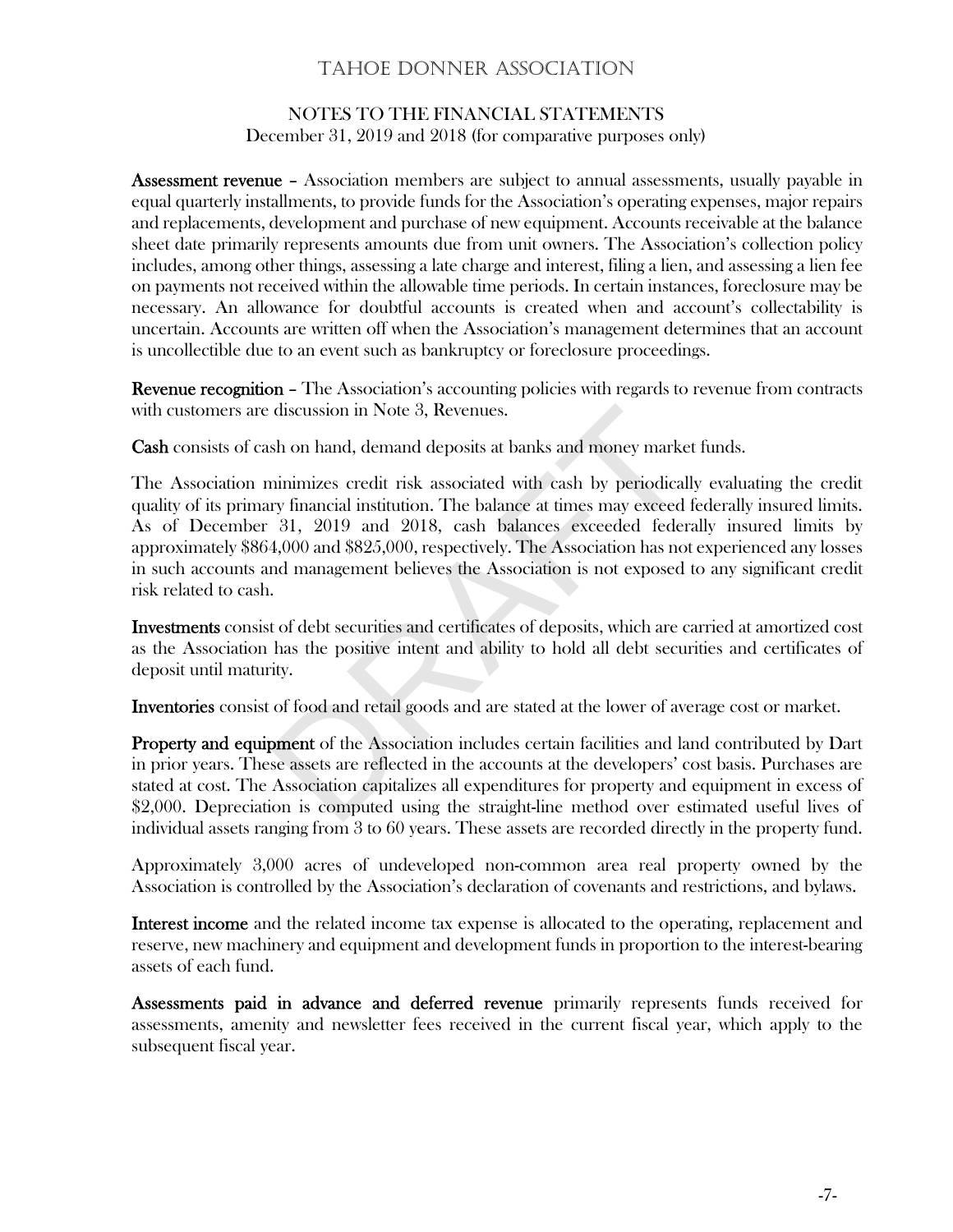# TAHOE DONNER ASSOCIATION

## NOTES TO THE FINANCIAL STATEMENTS

December 31, 2019 and 2018 (for comparative purposes only)

**Assessment revenue** – Association members are subject to annual assessments, usually payable in equal quarterly installments, to provide funds for the Association's operating expenses, major repairs and replacements, development and purchase of new equipment. Accounts receivable at the balance sheet date primarily represents amounts due from unit owners. The Association's collection policy includes, among other things, assessing a late charge and interest, filing a lien, and assessing a lien fee on payments not received within the allowable time periods. In certain instances, foreclosure may be necessary. An allowance for doubtful accounts is created when and account's collectability is uncertain. Accounts are written off when the Association's management determines that an account is uncollectible due to an event such as bankruptcy or foreclosure proceedings.

**Revenue recognition** – The Association's accounting policies with regards to revenue from contracts with customers are discussion in Note 3, Revenues.

**Cash** consists of cash on hand, demand deposits at banks and money market funds.

The Association minimizes credit risk associated with cash by periodically evaluating the credit quality of its primary financial institution. The balance at times may exceed federally insured limits. As of December 31, 2019 and 2018, cash balances exceeded federally insured limits by approximately $864,000 and $825,000, respectively. The Association has not experienced any losses in such accounts and management believes the Association is not exposed to any significant credit risk related to cash.

**Investments** consist of debt securities and certificates of deposits, which are carried at amortized cost as the Association has the positive intent and ability to hold all debt securities and certificates of deposit until maturity.

**Inventories** consist of food and retail goods and are stated at the lower of average cost or market.

**Property and equipment** of the Association includes certain facilities and land contributed by Dart in prior years. These assets are reflected in the accounts at the developers' cost basis. Purchases are stated at cost. The Association capitalizes all expenditures for property and equipment in excess of $2,000. Depreciation is computed using the straight-line method over estimated useful lives of individual assets ranging from 3 to 60 years. These assets are recorded directly in the property fund.

Approximately 3,000 acres of undeveloped non-common area real property owned by the Association is controlled by the Association's declaration of covenants and restrictions, and bylaws.

**Interest income** and the related income tax expense is allocated to the operating, replacement and reserve, new machinery and equipment and development funds in proportion to the interest-bearing assets of each fund.

**Assessments paid in advance and deferred revenue** primarily represents funds received for assessments, amenity and newsletter fees received in the current fiscal year, which apply to the subsequent fiscal year.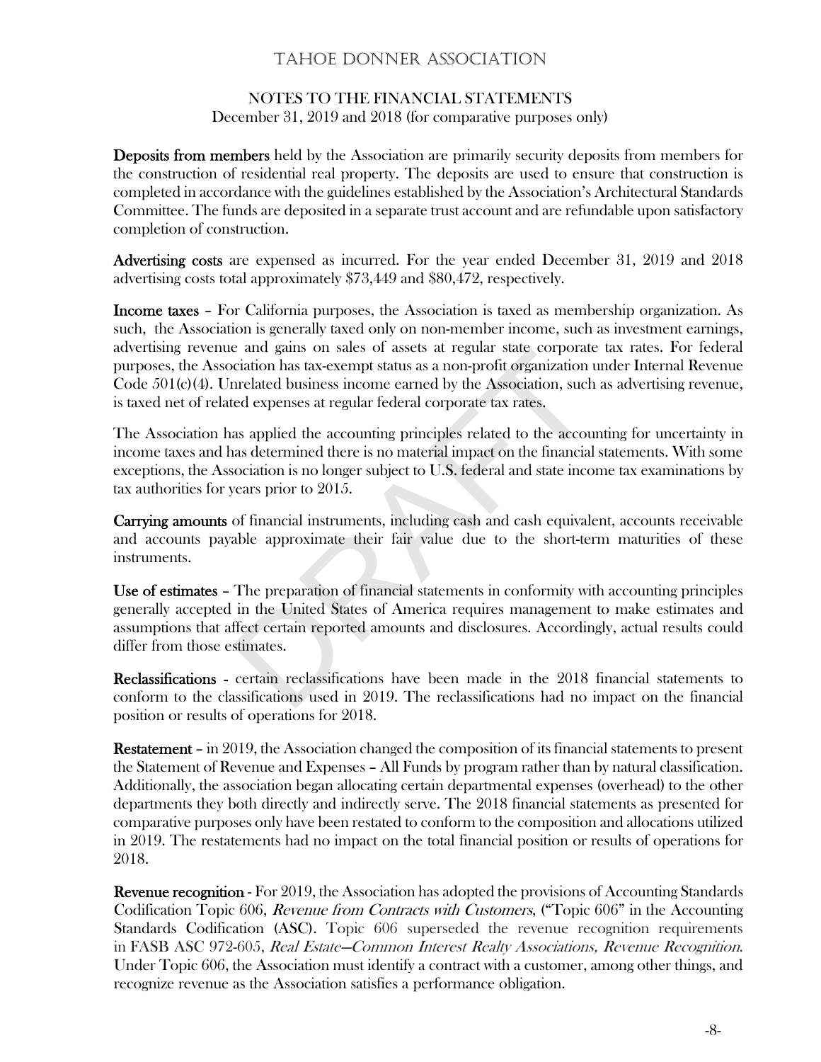# TAHOE DONNER ASSOCIATION

## NOTES TO THE FINANCIAL STATEMENTS

December 31, 2019 and 2018 (for comparative purposes only)

**Deposits from members** held by the Association are primarily security deposits from members for the construction of residential real property. The deposits are used to ensure that construction is completed in accordance with the guidelines established by the Association's Architectural Standards Committee. The funds are deposited in a separate trust account and are refundable upon satisfactory completion of construction.

**Advertising costs** are expensed as incurred. For the year ended December 31, 2019 and 2018 advertising costs total approximately $73,449 and $80,472, respectively.

**Income taxes** – For California purposes, the Association is taxed as membership organization. As such, the Association is generally taxed only on non-member income, such as investment earnings, advertising revenue and gains on sales of assets at regular state corporate tax rates. For federal purposes, the Association has tax-exempt status as a non-profit organization under Internal Revenue Code 501(c)(4). Unrelated business income earned by the Association, such as advertising revenue, is taxed net of related expenses at regular federal corporate tax rates.

The Association has applied the accounting principles related to the accounting for uncertainty in income taxes and has determined there is no material impact on the financial statements. With some exceptions, the Association is no longer subject to U.S. federal and state income tax examinations by tax authorities for years prior to 2015.

**Carrying amounts** of financial instruments, including cash and cash equivalent, accounts receivable and accounts payable approximate their fair value due to the short-term maturities of these instruments.

**Use of estimates** – The preparation of financial statements in conformity with accounting principles generally accepted in the United States of America requires management to make estimates and assumptions that affect certain reported amounts and disclosures. Accordingly, actual results could differ from those estimates.

**Reclassifications** - certain reclassifications have been made in the 2018 financial statements to conform to the classifications used in 2019. The reclassifications had no impact on the financial position or results of operations for 2018.

**Restatement** – in 2019, the Association changed the composition of its financial statements to present the Statement of Revenue and Expenses – All Funds by program rather than by natural classification. Additionally, the association began allocating certain departmental expenses (overhead) to the other departments they both directly and indirectly serve. The 2018 financial statements as presented for comparative purposes only have been restated to conform to the composition and allocations utilized in 2019. The restatements had no impact on the total financial position or results of operations for 2018.

**Revenue recognition** - For 2019, the Association has adopted the provisions of Accounting Standards Codification Topic 606, *Revenue from Contracts with Customers*, ("Topic 606" in the Accounting Standards Codification (ASC). Topic 606 superseded the revenue recognition requirements in FASB ASC 972-605, *Real Estate—Common Interest Realty Associations, Revenue Recognition*. Under Topic 606, the Association must identify a contract with a customer, among other things, and recognize revenue as the Association satisfies a performance obligation.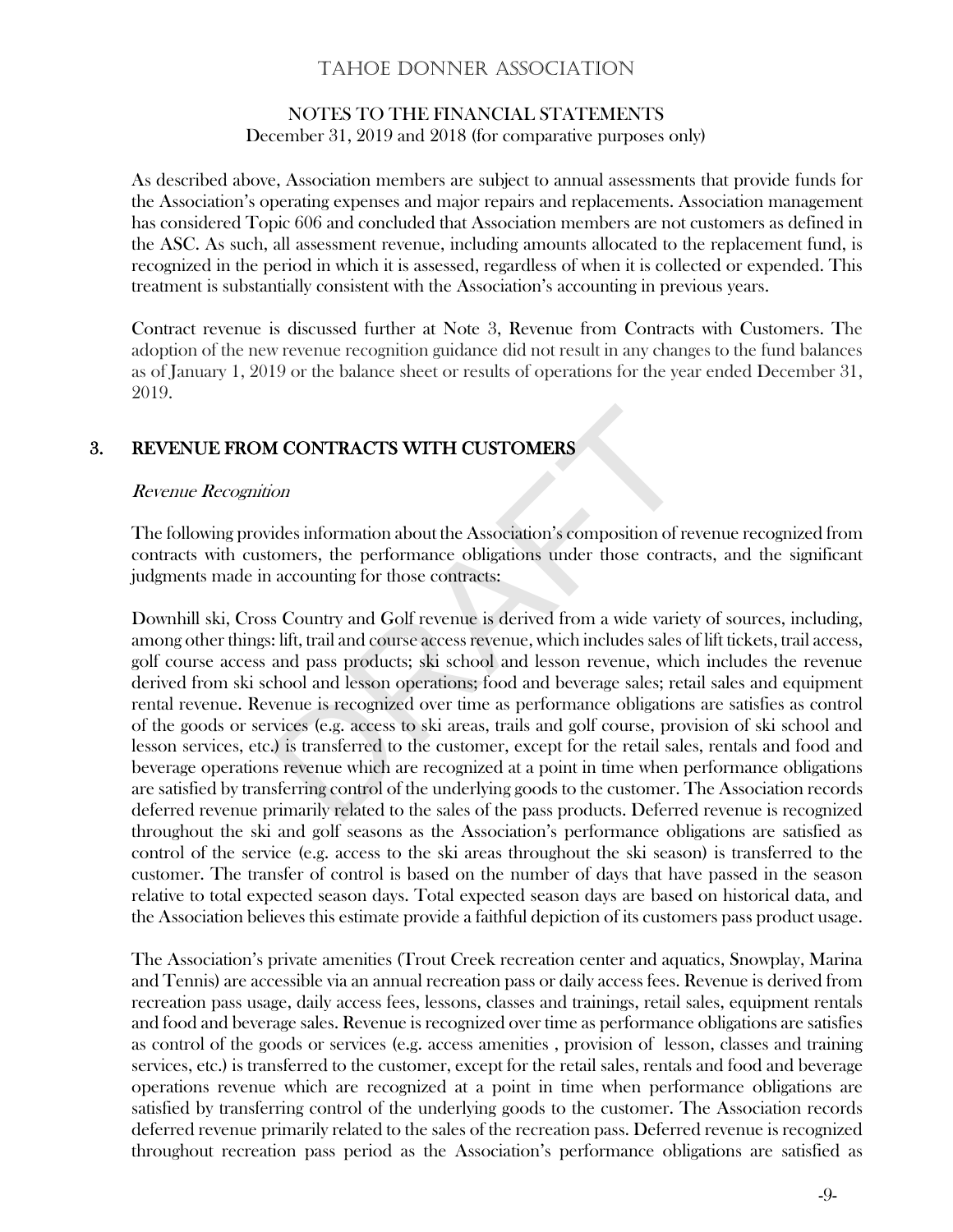As described above, Association members are subject to annual assessments that provide funds for the Association's operating expenses and major repairs and replacements. Association management has considered Topic 606 and concluded that Association members are not customers as defined in the ASC. As such, all assessment revenue, including amounts allocated to the replacement fund, is recognized in the period in which it is assessed, regardless of when it is collected or expended. This treatment is substantially consistent with the Association's accounting in previous years.

Contract revenue is discussed further at Note 3, Revenue from Contracts with Customers. The adoption of the new revenue recognition guidance did not result in any changes to the fund balances as of January 1, 2019 or the balance sheet or results of operations for the year ended December 31, 2019.

## 3. REVENUE FROM CONTRACTS WITH CUSTOMERS

*Revenue Recognition*

The following provides information about the Association's composition of revenue recognized from contracts with customers, the performance obligations under those contracts, and the significant judgments made in accounting for those contracts:

Downhill ski, Cross Country and Golf revenue is derived from a wide variety of sources, including, among other things: lift, trail and course access revenue, which includes sales of lift tickets, trail access, golf course access and pass products; ski school and lesson revenue, which includes the revenue derived from ski school and lesson operations; food and beverage sales; retail sales and equipment rental revenue. Revenue is recognized over time as performance obligations are satisfies as control of the goods or services (e.g. access to ski areas, trails and golf course, provision of ski school and lesson services, etc.) is transferred to the customer, except for the retail sales, rentals and food and beverage operations revenue which are recognized at a point in time when performance obligations are satisfied by transferring control of the underlying goods to the customer. The Association records deferred revenue primarily related to the sales of the pass products. Deferred revenue is recognized throughout the ski and golf seasons as the Association's performance obligations are satisfied as control of the service (e.g. access to the ski areas throughout the ski season) is transferred to the customer. The transfer of control is based on the number of days that have passed in the season relative to total expected season days. Total expected season days are based on historical data, and the Association believes this estimate provide a faithful depiction of its customers pass product usage.

The Association's private amenities (Trout Creek recreation center and aquatics, Snowplay, Marina and Tennis) are accessible via an annual recreation pass or daily access fees. Revenue is derived from recreation pass usage, daily access fees, lessons, classes and trainings, retail sales, equipment rentals and food and beverage sales. Revenue is recognized over time as performance obligations are satisfies as control of the goods or services (e.g. access amenities , provision of lesson, classes and training services, etc.) is transferred to the customer, except for the retail sales, rentals and food and beverage operations revenue which are recognized at a point in time when performance obligations are satisfied by transferring control of the underlying goods to the customer. The Association records deferred revenue primarily related to the sales of the recreation pass. Deferred revenue is recognized throughout recreation pass period as the Association's performance obligations are satisfied as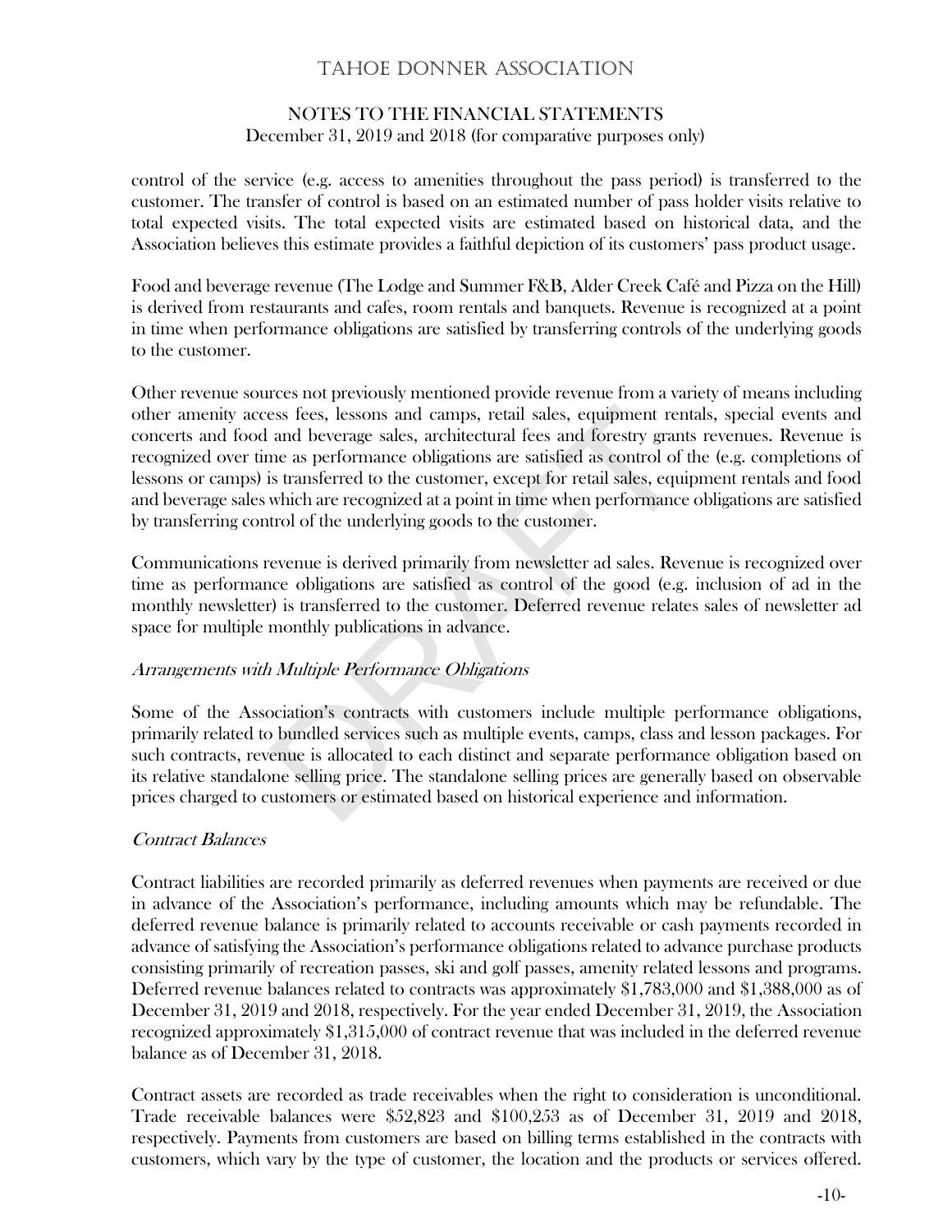control of the service (e.g. access to amenities throughout the pass period) is transferred to the customer. The transfer of control is based on an estimated number of pass holder visits relative to total expected visits. The total expected visits are estimated based on historical data, and the Association believes this estimate provides a faithful depiction of its customers' pass product usage.

Food and beverage revenue (The Lodge and Summer F&B, Alder Creek Café and Pizza on the Hill) is derived from restaurants and cafes, room rentals and banquets. Revenue is recognized at a point in time when performance obligations are satisfied by transferring controls of the underlying goods to the customer.

Other revenue sources not previously mentioned provide revenue from a variety of means including other amenity access fees, lessons and camps, retail sales, equipment rentals, special events and concerts and food and beverage sales, architectural fees and forestry grants revenues. Revenue is recognized over time as performance obligations are satisfied as control of the (e.g. completions of lessons or camps) is transferred to the customer, except for retail sales, equipment rentals and food and beverage sales which are recognized at a point in time when performance obligations are satisfied by transferring control of the underlying goods to the customer.

Communications revenue is derived primarily from newsletter ad sales. Revenue is recognized over time as performance obligations are satisfied as control of the good (e.g. inclusion of ad in the monthly newsletter) is transferred to the customer. Deferred revenue relates sales of newsletter ad space for multiple monthly publications in advance.

*Arrangements with Multiple Performance Obligations*

Some of the Association's contracts with customers include multiple performance obligations, primarily related to bundled services such as multiple events, camps, class and lesson packages. For such contracts, revenue is allocated to each distinct and separate performance obligation based on its relative standalone selling price. The standalone selling prices are generally based on observable prices charged to customers or estimated based on historical experience and information.

*Contract Balances*

Contract liabilities are recorded primarily as deferred revenues when payments are received or due in advance of the Association's performance, including amounts which may be refundable. The deferred revenue balance is primarily related to accounts receivable or cash payments recorded in advance of satisfying the Association's performance obligations related to advance purchase products consisting primarily of recreation passes, ski and golf passes, amenity related lessons and programs. Deferred revenue balances related to contracts was approximately $1,783,000 and $1,388,000 as of December 31, 2019 and 2018, respectively. For the year ended December 31, 2019, the Association recognized approximately $1,315,000 of contract revenue that was included in the deferred revenue balance as of December 31, 2018.

Contract assets are recorded as trade receivables when the right to consideration is unconditional. Trade receivable balances were $52,823 and $100,253 as of December 31, 2019 and 2018, respectively. Payments from customers are based on billing terms established in the contracts with customers, which vary by the type of customer, the location and the products or services offered.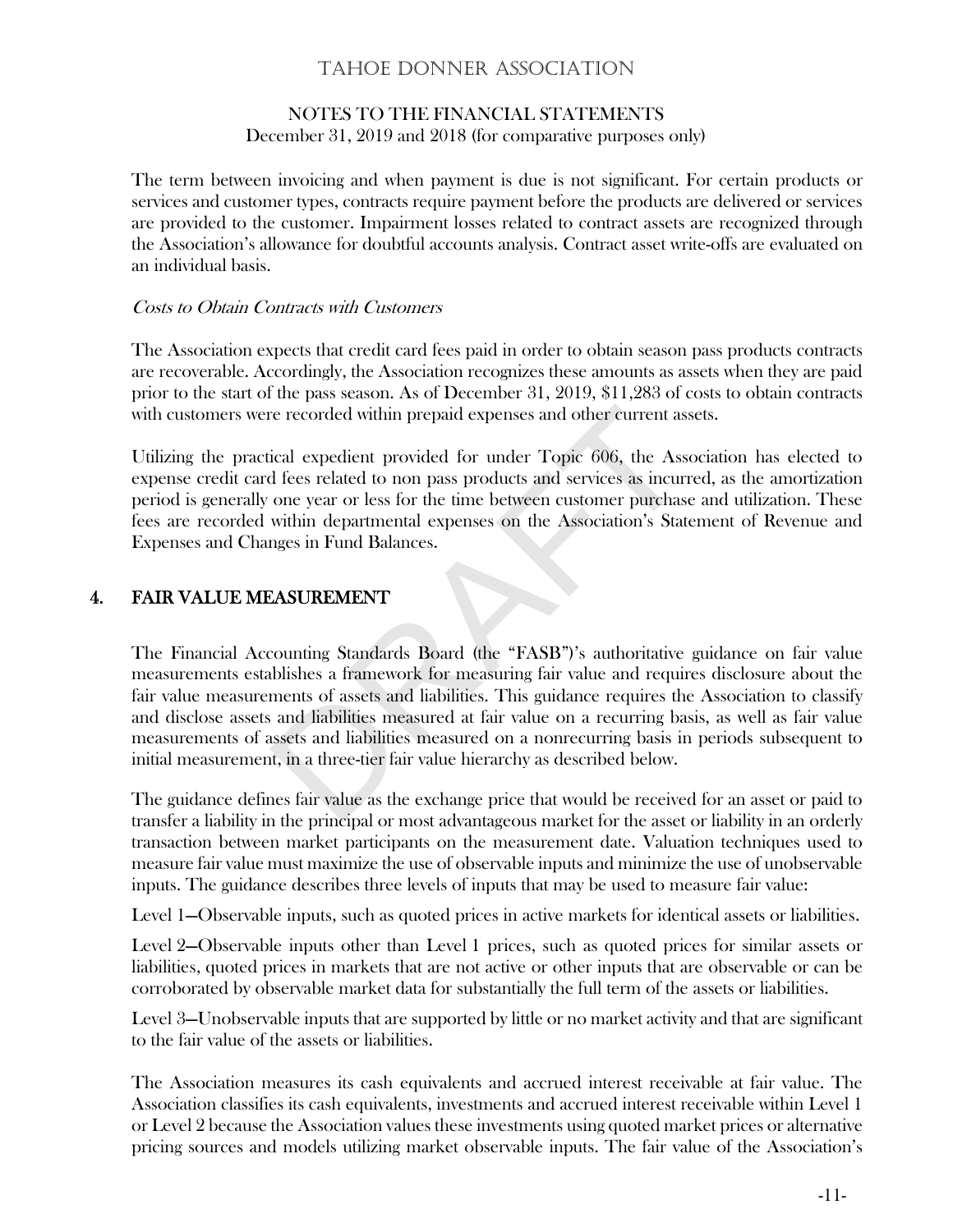The term between invoicing and when payment is due is not significant. For certain products or services and customer types, contracts require payment before the products are delivered or services are provided to the customer. Impairment losses related to contract assets are recognized through the Association's allowance for doubtful accounts analysis. Contract asset write-offs are evaluated on an individual basis.

*Costs to Obtain Contracts with Customers*

The Association expects that credit card fees paid in order to obtain season pass products contracts are recoverable. Accordingly, the Association recognizes these amounts as assets when they are paid prior to the start of the pass season. As of December 31, 2019, $11,283 of costs to obtain contracts with customers were recorded within prepaid expenses and other current assets.

Utilizing the practical expedient provided for under Topic 606, the Association has elected to expense credit card fees related to non pass products and services as incurred, as the amortization period is generally one year or less for the time between customer purchase and utilization. These fees are recorded within departmental expenses on the Association's Statement of Revenue and Expenses and Changes in Fund Balances.

## 4. FAIR VALUE MEASUREMENT

The Financial Accounting Standards Board (the "FASB")'s authoritative guidance on fair value measurements establishes a framework for measuring fair value and requires disclosure about the fair value measurements of assets and liabilities. This guidance requires the Association to classify and disclose assets and liabilities measured at fair value on a recurring basis, as well as fair value measurements of assets and liabilities measured on a nonrecurring basis in periods subsequent to initial measurement, in a three-tier fair value hierarchy as described below.

The guidance defines fair value as the exchange price that would be received for an asset or paid to transfer a liability in the principal or most advantageous market for the asset or liability in an orderly transaction between market participants on the measurement date. Valuation techniques used to measure fair value must maximize the use of observable inputs and minimize the use of unobservable inputs. The guidance describes three levels of inputs that may be used to measure fair value:

Level 1—Observable inputs, such as quoted prices in active markets for identical assets or liabilities.

Level 2—Observable inputs other than Level 1 prices, such as quoted prices for similar assets or liabilities, quoted prices in markets that are not active or other inputs that are observable or can be corroborated by observable market data for substantially the full term of the assets or liabilities.

Level 3—Unobservable inputs that are supported by little or no market activity and that are significant to the fair value of the assets or liabilities.

The Association measures its cash equivalents and accrued interest receivable at fair value. The Association classifies its cash equivalents, investments and accrued interest receivable within Level 1 or Level 2 because the Association values these investments using quoted market prices or alternative pricing sources and models utilizing market observable inputs. The fair value of the Association's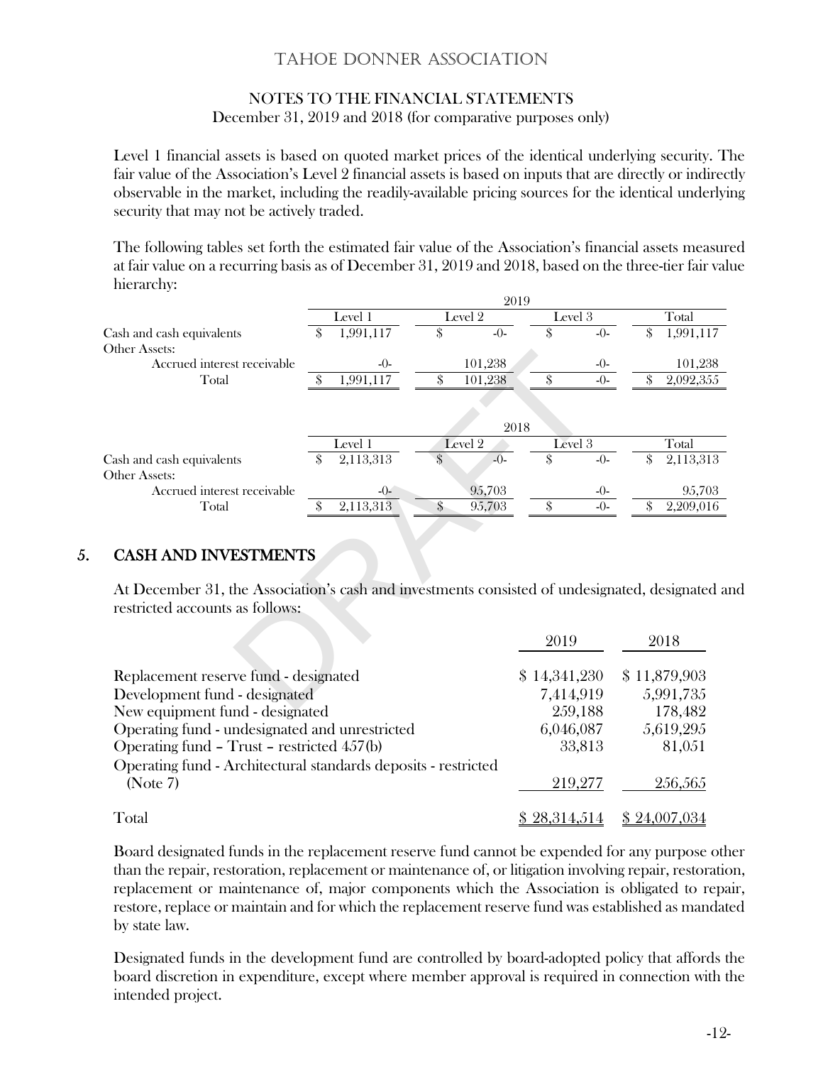Level 1 financial assets is based on quoted market prices of the identical underlying security. The fair value of the Association's Level 2 financial assets is based on inputs that are directly or indirectly observable in the market, including the readily-available pricing sources for the identical underlying security that may not be actively traded.

The following tables set forth the estimated fair value of the Association's financial assets measured at fair value on a recurring basis as of December 31, 2019 and 2018, based on the three-tier fair value hierarchy:

| | 2019 | | | |
|---|---|---|---|---|
| | Level 1 | Level 2 | Level 3 | Total |
| Cash and cash equivalents | $ 1,991,117 | $ -0- | $ -0- | $ 1,991,117 |
| Other Assets: | | | | |
| Accrued interest receivable | -0- | 101,238 | -0- | 101,238 |
| Total | $ 1,991,117 | $ 101,238 | $ -0- | $ 2,092,355 |

| | 2018 | | | |
|---|---|---|---|---|
| | Level 1 | Level 2 | Level 3 | Total |
| Cash and cash equivalents | $ 2,113,313 | $ -0- | $ -0- | $ 2,113,313 |
| Other Assets: | | | | |
| Accrued interest receivable | -0- | 95,703 | -0- | 95,703 |
| Total | $ 2,113,313 | $ 95,703 | $ -0- | $ 2,209,016 |

## 5. CASH AND INVESTMENTS

At December 31, the Association's cash and investments consisted of undesignated, designated and restricted accounts as follows:

| | 2019 | 2018 |
|---|---|---|
| Replacement reserve fund - designated | $ 14,341,230 | $ 11,879,903 |
| Development fund - designated | 7,414,919 | 5,991,735 |
| New equipment fund - designated | 259,188 | 178,482 |
| Operating fund - undesignated and unrestricted | 6,046,087 | 5,619,295 |
| Operating fund – Trust – restricted 457(b) | 33,813 | 81,051 |
| Operating fund - Architectural standards deposits - restricted (Note 7) | 219,277 | 256,565 |
| Total | $ 28,314,514 | $ 24,007,034 |

Board designated funds in the replacement reserve fund cannot be expended for any purpose other than the repair, restoration, replacement or maintenance of, or litigation involving repair, restoration, replacement or maintenance of, major components which the Association is obligated to repair, restore, replace or maintain and for which the replacement reserve fund was established as mandated by state law.

Designated funds in the development fund are controlled by board-adopted policy that affords the board discretion in expenditure, except where member approval is required in connection with the intended project.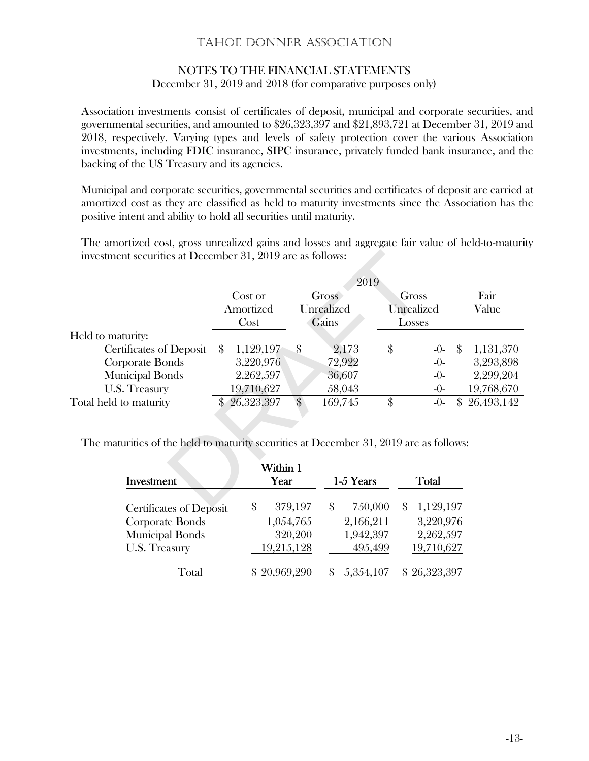# TAHOE DONNER ASSOCIATION

## NOTES TO THE FINANCIAL STATEMENTS
December 31, 2019 and 2018 (for comparative purposes only)

Association investments consist of certificates of deposit, municipal and corporate securities, and governmental securities, and amounted to $26,323,397 and $21,893,721 at December 31, 2019 and 2018, respectively. Varying types and levels of safety protection cover the various Association investments, including FDIC insurance, SIPC insurance, privately funded bank insurance, and the backing of the US Treasury and its agencies.

Municipal and corporate securities, governmental securities and certificates of deposit are carried at amortized cost as they are classified as held to maturity investments since the Association has the positive intent and ability to hold all securities until maturity.

The amortized cost, gross unrealized gains and losses and aggregate fair value of held-to-maturity investment securities at December 31, 2019 are as follows:

| | 2019 | | | |
|---|---|---|---|---|
| | Cost or Amortized Cost | Gross Unrealized Gains | Gross Unrealized Losses | Fair Value |
| Held to maturity: | | | | |
| Certificates of Deposit | $ 1,129,197 | $ 2,173 | $ -0- | $ 1,131,370 |
| Corporate Bonds | 3,220,976 | 72,922 | -0- | 3,293,898 |
| Municipal Bonds | 2,262,597 | 36,607 | -0- | 2,299,204 |
| U.S. Treasury | 19,710,627 | 58,043 | -0- | 19,768,670 |
| Total held to maturity | $ 26,323,397 | $ 169,745 | $ -0- | $ 26,493,142 |

The maturities of the held to maturity securities at December 31, 2019 are as follows:

| Investment | Within 1 Year | 1-5 Years | Total |
|---|---|---|---|
| Certificates of Deposit | $ 379,197 | $ 750,000 | $ 1,129,197 |
| Corporate Bonds | 1,054,765 | 2,166,211 | 3,220,976 |
| Municipal Bonds | 320,200 | 1,942,397 | 2,262,597 |
| U.S. Treasury | 19,215,128 | 495,499 | 19,710,627 |
| Total | $ 20,969,290 | $ 5,354,107 | $ 26,323,397 |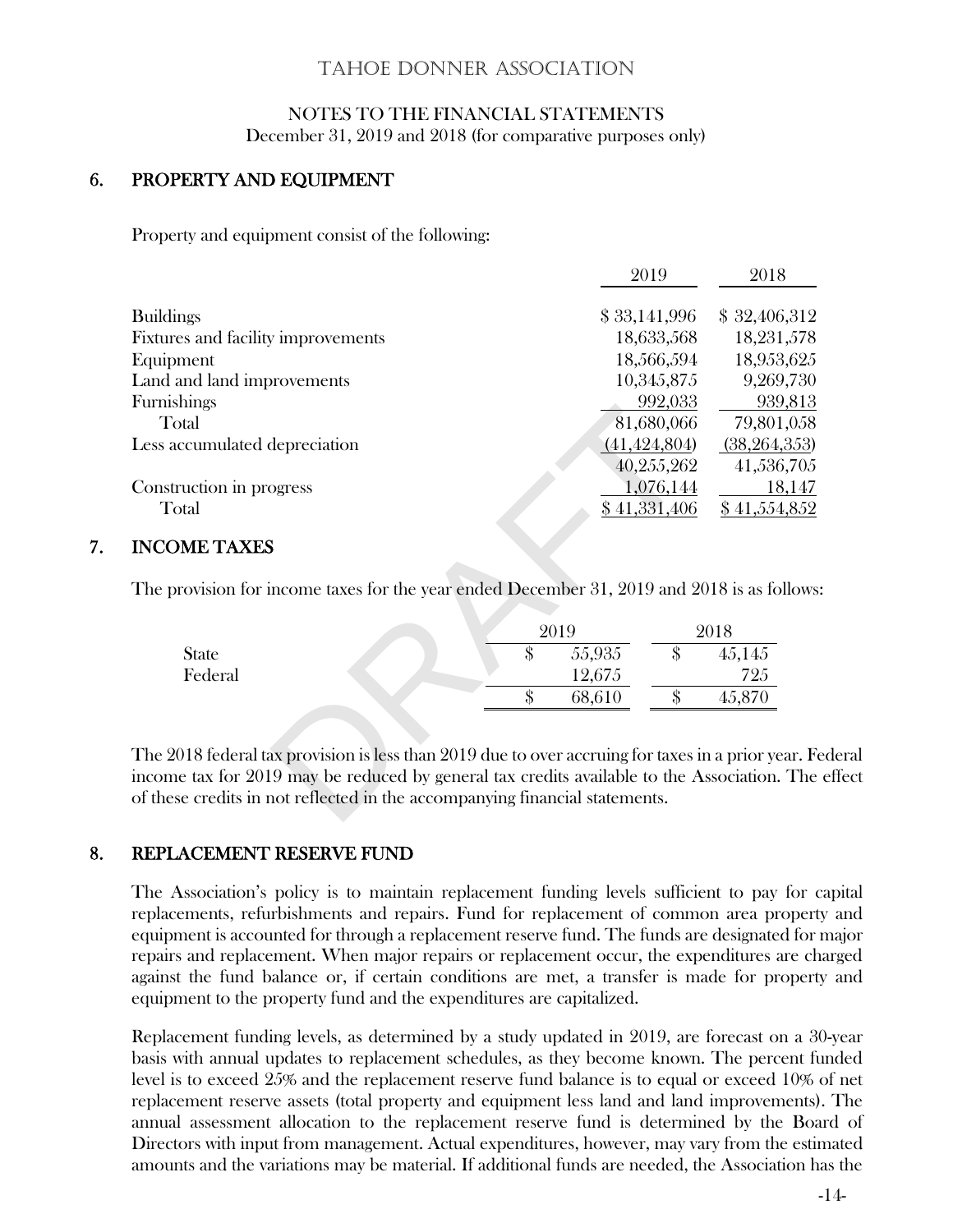# TAHOE DONNER ASSOCIATION

NOTES TO THE FINANCIAL STATEMENTS
December 31, 2019 and 2018 (for comparative purposes only)

## 6. PROPERTY AND EQUIPMENT

Property and equipment consist of the following:

| | 2019 | 2018 |
|---|---|---|
| Buildings | $ 33,141,996 | $ 32,406,312 |
| Fixtures and facility improvements | 18,633,568 | 18,231,578 |
| Equipment | 18,566,594 | 18,953,625 |
| Land and land improvements | 10,345,875 | 9,269,730 |
| Furnishings | 992,033 | 939,813 |
| Total | 81,680,066 | 79,801,058 |
| Less accumulated depreciation | (41,424,804) | (38,264,353) |
| | 40,255,262 | 41,536,705 |
| Construction in progress | 1,076,144 | 18,147 |
| Total | $ 41,331,406 | $ 41,554,852 |

## 7. INCOME TAXES

The provision for income taxes for the year ended December 31, 2019 and 2018 is as follows:

| | 2019 | 2018 |
|---|---|---|
| State | $ 55,935 | $ 45,145 |
| Federal | 12,675 | 725 |
| | $ 68,610 | $ 45,870 |

The 2018 federal tax provision is less than 2019 due to over accruing for taxes in a prior year. Federal income tax for 2019 may be reduced by general tax credits available to the Association. The effect of these credits in not reflected in the accompanying financial statements.

## 8. REPLACEMENT RESERVE FUND

The Association's policy is to maintain replacement funding levels sufficient to pay for capital replacements, refurbishments and repairs. Fund for replacement of common area property and equipment is accounted for through a replacement reserve fund. The funds are designated for major repairs and replacement. When major repairs or replacement occur, the expenditures are charged against the fund balance or, if certain conditions are met, a transfer is made for property and equipment to the property fund and the expenditures are capitalized.

Replacement funding levels, as determined by a study updated in 2019, are forecast on a 30-year basis with annual updates to replacement schedules, as they become known. The percent funded level is to exceed 25% and the replacement reserve fund balance is to equal or exceed 10% of net replacement reserve assets (total property and equipment less land and land improvements). The annual assessment allocation to the replacement reserve fund is determined by the Board of Directors with input from management. Actual expenditures, however, may vary from the estimated amounts and the variations may be material. If additional funds are needed, the Association has the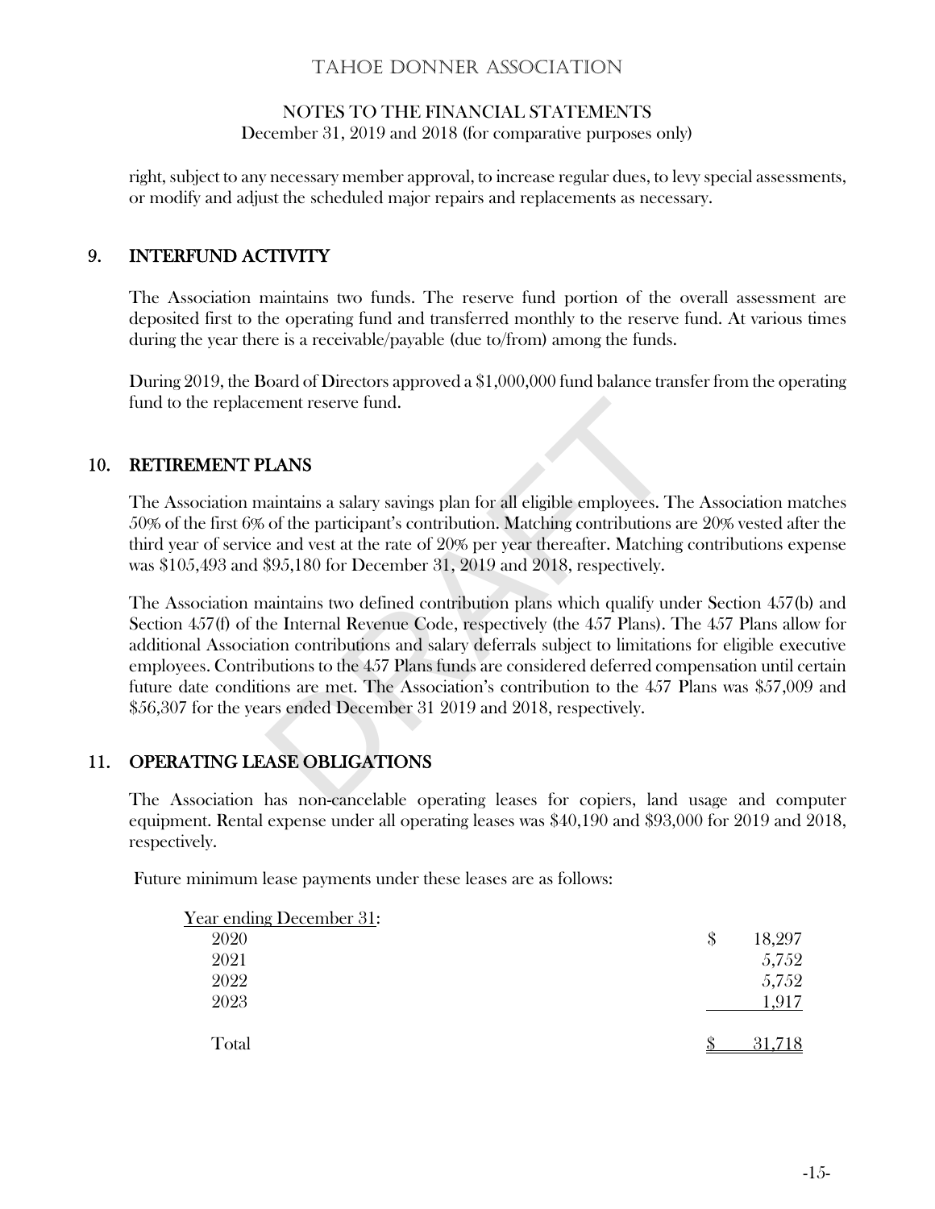right, subject to any necessary member approval, to increase regular dues, to levy special assessments, or modify and adjust the scheduled major repairs and replacements as necessary.

## 9. INTERFUND ACTIVITY

The Association maintains two funds. The reserve fund portion of the overall assessment are deposited first to the operating fund and transferred monthly to the reserve fund. At various times during the year there is a receivable/payable (due to/from) among the funds.

During 2019, the Board of Directors approved a $1,000,000 fund balance transfer from the operating fund to the replacement reserve fund.

## 10. RETIREMENT PLANS

The Association maintains a salary savings plan for all eligible employees. The Association matches 50% of the first 6% of the participant's contribution. Matching contributions are 20% vested after the third year of service and vest at the rate of 20% per year thereafter. Matching contributions expense was $105,493 and $95,180 for December 31, 2019 and 2018, respectively.

The Association maintains two defined contribution plans which qualify under Section 457(b) and Section 457(f) of the Internal Revenue Code, respectively (the 457 Plans). The 457 Plans allow for additional Association contributions and salary deferrals subject to limitations for eligible executive employees. Contributions to the 457 Plans funds are considered deferred compensation until certain future date conditions are met. The Association's contribution to the 457 Plans was $57,009 and $56,307 for the years ended December 31 2019 and 2018, respectively.

## 11. OPERATING LEASE OBLIGATIONS

The Association has non-cancelable operating leases for copiers, land usage and computer equipment. Rental expense under all operating leases was $40,190 and $93,000 for 2019 and 2018, respectively.

Future minimum lease payments under these leases are as follows:

| Year ending December 31: | |
|---|---|
| 2020 | $ 18,297 |
| 2021 | 5,752 |
| 2022 | 5,752 |
| 2023 | 1,917 |
| Total | $ 31,718 |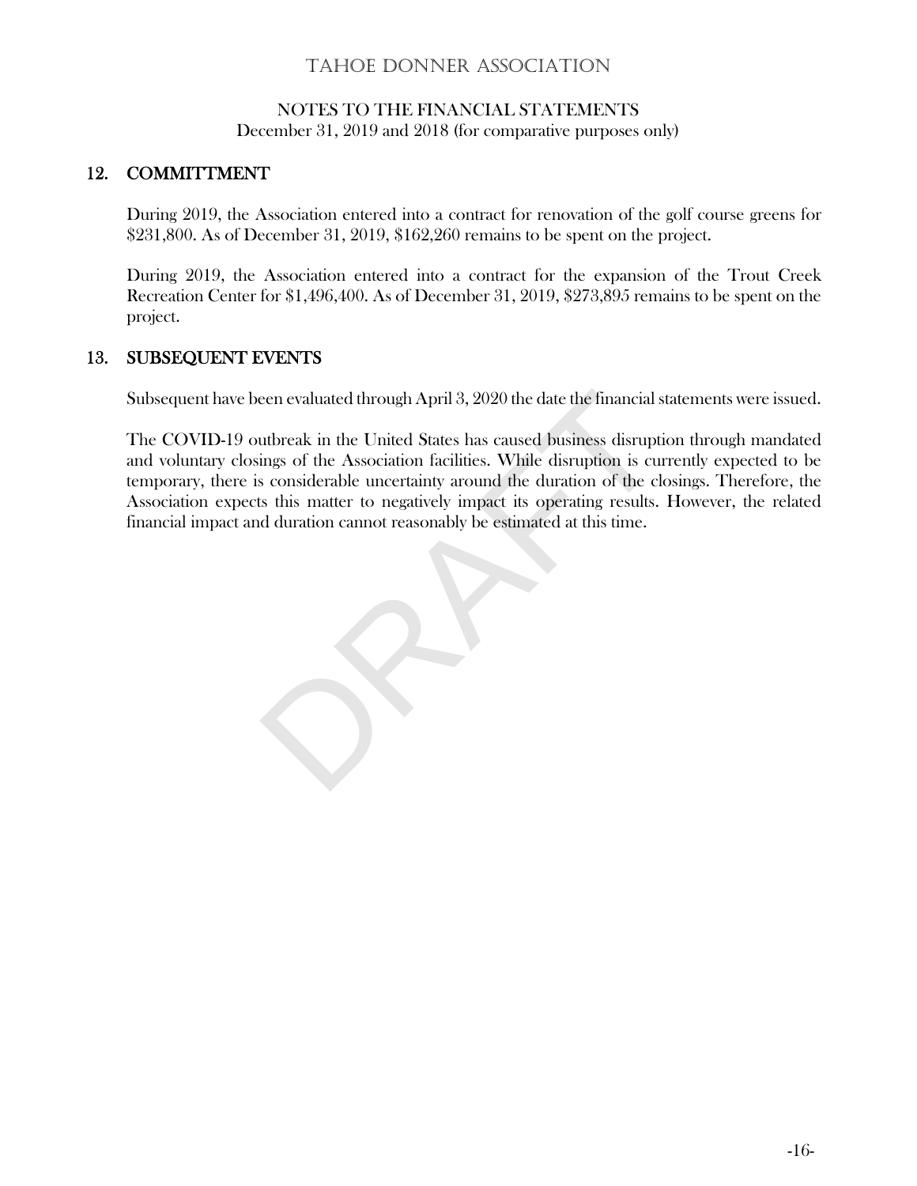# TAHOE DONNER ASSOCIATION

NOTES TO THE FINANCIAL STATEMENTS
December 31, 2019 and 2018 (for comparative purposes only)

## 12. COMMITTMENT

During 2019, the Association entered into a contract for renovation of the golf course greens for $231,800. As of December 31, 2019, $162,260 remains to be spent on the project.

During 2019, the Association entered into a contract for the expansion of the Trout Creek Recreation Center for $1,496,400. As of December 31, 2019, $273,895 remains to be spent on the project.

## 13. SUBSEQUENT EVENTS

Subsequent have been evaluated through April 3, 2020 the date the financial statements were issued.

The COVID-19 outbreak in the United States has caused business disruption through mandated and voluntary closings of the Association facilities. While disruption is currently expected to be temporary, there is considerable uncertainty around the duration of the closings. Therefore, the Association expects this matter to negatively impact its operating results. However, the related financial impact and duration cannot reasonably be estimated at this time.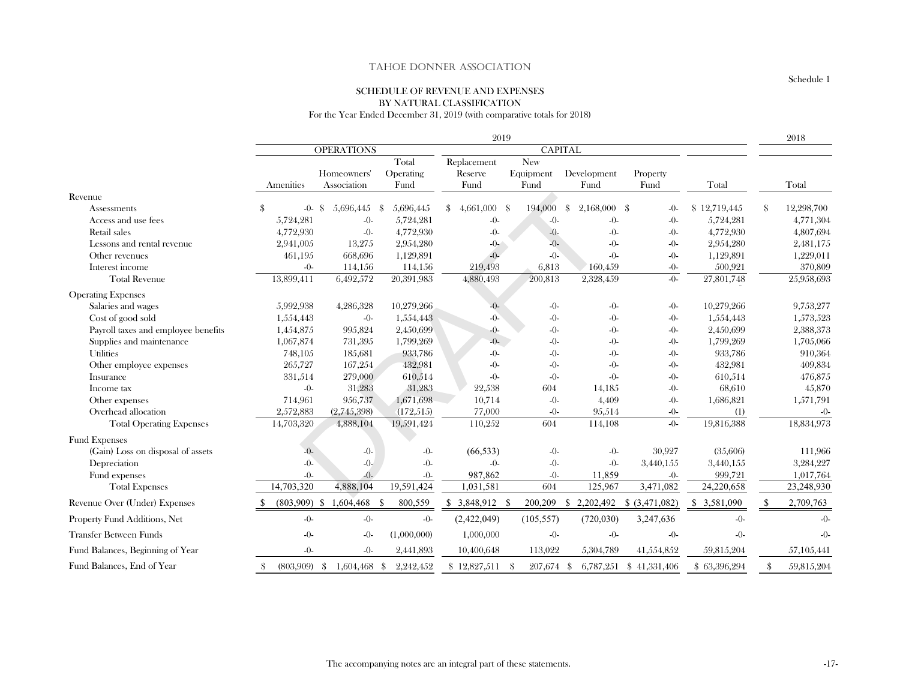TAHOE DONNER ASSOCIATION

Schedule 1

## SCHEDULE OF REVENUE AND EXPENSES BY NATURAL CLASSIFICATION

For the Year Ended December 31, 2019 (with comparative totals for 2018)

| | 2019 | | | | | | | | 2018 |
|---|---|---|---|---|---|---|---|---|---|
| | OPERATIONS | | | CAPITAL | | | | | |
| | Amenities | Homeowners' Association | Total Operating Fund | Replacement Reserve Fund | New Equipment Fund | Development Fund | Property Fund | Total | Total |
| **Revenue** | | | | | | | | | |
| Assessments | $ -0- | $ 5,696,445 | $ 5,696,445 | $ 4,661,000 | $ 194,000 | $ 2,168,000 | $ -0- | $ 12,719,445 | $ 12,298,700 |
| Access and use fees | 5,724,281 | -0- | 5,724,281 | -0- | -0- | -0- | -0- | 5,724,281 | 4,771,304 |
| Retail sales | 4,772,930 | -0- | 4,772,930 | -0- | -0- | -0- | -0- | 4,772,930 | 4,807,694 |
| Lessons and rental revenue | 2,941,005 | 13,275 | 2,954,280 | -0- | -0- | -0- | -0- | 2,954,280 | 2,481,175 |
| Other revenues | 461,195 | 668,696 | 1,129,891 | -0- | -0- | -0- | -0- | 1,129,891 | 1,229,011 |
| Interest income | -0- | 114,156 | 114,156 | 219,493 | 6,813 | 160,459 | -0- | 500,921 | 370,809 |
| Total Revenue | 13,899,411 | 6,492,572 | 20,391,983 | 4,880,493 | 200,813 | 2,328,459 | -0- | 27,801,748 | 25,958,693 |
| **Operating Expenses** | | | | | | | | | |
| Salaries and wages | 5,992,938 | 4,286,328 | 10,279,266 | -0- | -0- | -0- | -0- | 10,279,266 | 9,753,277 |
| Cost of good sold | 1,554,443 | -0- | 1,554,443 | -0- | -0- | -0- | -0- | 1,554,443 | 1,573,523 |
| Payroll taxes and employee benefits | 1,454,875 | 995,824 | 2,450,699 | -0- | -0- | -0- | -0- | 2,450,699 | 2,388,373 |
| Supplies and maintenance | 1,067,874 | 731,395 | 1,799,269 | -0- | -0- | -0- | -0- | 1,799,269 | 1,705,066 |
| Utilities | 748,105 | 185,681 | 933,786 | -0- | -0- | -0- | -0- | 933,786 | 910,364 |
| Other employee expenses | 265,727 | 167,254 | 432,981 | -0- | -0- | -0- | -0- | 432,981 | 409,834 |
| Insurance | 331,514 | 279,000 | 610,514 | -0- | -0- | -0- | -0- | 610,514 | 476,875 |
| Income tax | -0- | 31,283 | 31,283 | 22,538 | 604 | 14,185 | -0- | 68,610 | 45,870 |
| Other expenses | 714,961 | 956,737 | 1,671,698 | 10,714 | -0- | 4,409 | -0- | 1,686,821 | 1,571,791 |
| Overhead allocation | 2,572,883 | (2,745,398) | (172,515) | 77,000 | -0- | 95,514 | -0- | (1) | -0- |
| Total Operating Expenses | 14,703,320 | 4,888,104 | 19,591,424 | 110,252 | 604 | 114,108 | -0- | 19,816,388 | 18,834,973 |
| **Fund Expenses** | | | | | | | | | |
| (Gain) Loss on disposal of assets | -0- | -0- | -0- | (66,533) | -0- | -0- | 30,927 | (35,606) | 111,966 |
| Depreciation | -0- | -0- | -0- | -0- | -0- | -0- | 3,440,155 | 3,440,155 | 3,284,227 |
| Fund expenses | -0- | -0- | -0- | 987,862 | -0- | 11,859 | -0- | 999,721 | 1,017,764 |
| Total Expenses | 14,703,320 | 4,888,104 | 19,591,424 | 1,031,581 | 604 | 125,967 | 3,471,082 | 24,220,658 | 23,248,930 |
| Revenue Over (Under) Expenses | $ (803,909) | $ 1,604,468 | $ 800,559 | $ 3,848,912 | $ 200,209 | $ 2,202,492 | $ (3,471,082) | $ 3,581,090 | $ 2,709,763 |
| Property Fund Additions, Net | -0- | -0- | -0- | (2,422,049) | (105,557) | (720,030) | 3,247,636 | -0- | -0- |
| Transfer Between Funds | -0- | -0- | (1,000,000) | 1,000,000 | -0- | -0- | -0- | -0- | -0- |
| Fund Balances, Beginning of Year | -0- | -0- | 2,441,893 | 10,400,648 | 113,022 | 5,304,789 | 41,554,852 | 59,815,204 | 57,105,441 |
| Fund Balances, End of Year | $ (803,909) | $ 1,604,468 | $ 2,242,452 | $ 12,827,511 | $ 207,674 | $ 6,787,251 | $ 41,331,406 | $ 63,396,294 | $ 59,815,204 |

The accompanying notes are an integral part of these statements.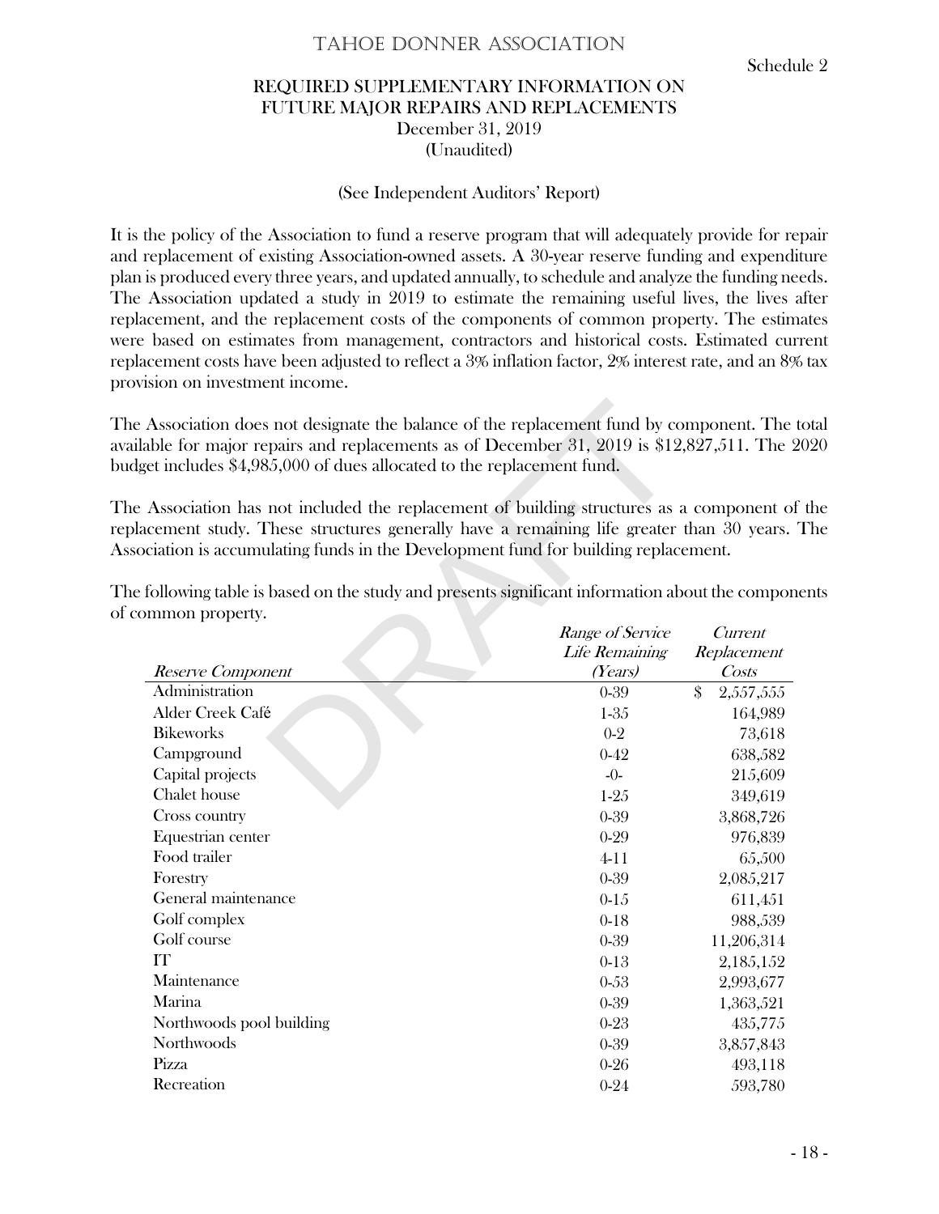# TAHOE DONNER ASSOCIATION

Schedule 2

## REQUIRED SUPPLEMENTARY INFORMATION ON FUTURE MAJOR REPAIRS AND REPLACEMENTS

December 31, 2019
(Unaudited)

(See Independent Auditors' Report)

It is the policy of the Association to fund a reserve program that will adequately provide for repair and replacement of existing Association-owned assets. A 30-year reserve funding and expenditure plan is produced every three years, and updated annually, to schedule and analyze the funding needs. The Association updated a study in 2019 to estimate the remaining useful lives, the lives after replacement, and the replacement costs of the components of common property. The estimates were based on estimates from management, contractors and historical costs. Estimated current replacement costs have been adjusted to reflect a 3% inflation factor, 2% interest rate, and an 8% tax provision on investment income.

The Association does not designate the balance of the replacement fund by component. The total available for major repairs and replacements as of December 31, 2019 is $12,827,511. The 2020 budget includes $4,985,000 of dues allocated to the replacement fund.

The Association has not included the replacement of building structures as a component of the replacement study. These structures generally have a remaining life greater than 30 years. The Association is accumulating funds in the Development fund for building replacement.

The following table is based on the study and presents significant information about the components of common property.

| *Reserve Component* | *Range of Service Life Remaining (Years)* | *Current Replacement Costs* |
|---|---|---|
| Administration | 0-39 | $ 2,557,555 |
| Alder Creek Café | 1-35 | 164,989 |
| Bikeworks | 0-2 | 73,618 |
| Campground | 0-42 | 638,582 |
| Capital projects | -0- | 215,609 |
| Chalet house | 1-25 | 349,619 |
| Cross country | 0-39 | 3,868,726 |
| Equestrian center | 0-29 | 976,839 |
| Food trailer | 4-11 | 65,500 |
| Forestry | 0-39 | 2,085,217 |
| General maintenance | 0-15 | 611,451 |
| Golf complex | 0-18 | 988,539 |
| Golf course | 0-39 | 11,206,314 |
| IT | 0-13 | 2,185,152 |
| Maintenance | 0-53 | 2,993,677 |
| Marina | 0-39 | 1,363,521 |
| Northwoods pool building | 0-23 | 435,775 |
| Northwoods | 0-39 | 3,857,843 |
| Pizza | 0-26 | 493,118 |
| Recreation | 0-24 | 593,780 |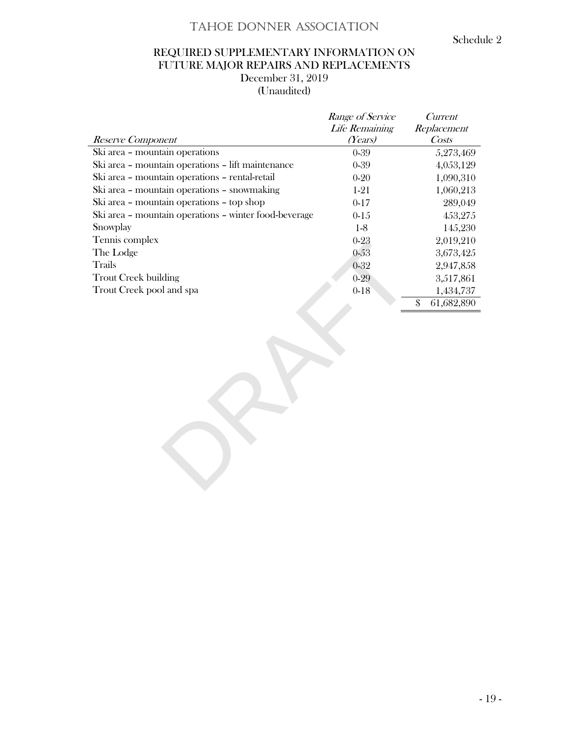# TAHOE DONNER ASSOCIATION

Schedule 2

## REQUIRED SUPPLEMENTARY INFORMATION ON FUTURE MAJOR REPAIRS AND REPLACEMENTS

December 31, 2019

(Unaudited)

| *Reserve Component* | *Range of Service Life Remaining (Years)* | *Current Replacement Costs* |
|---|---|---|
| Ski area – mountain operations | 0-39 | 5,273,469 |
| Ski area – mountain operations – lift maintenance | 0-39 | 4,053,129 |
| Ski area – mountain operations – rental-retail | 0-20 | 1,090,310 |
| Ski area – mountain operations – snowmaking | 1-21 | 1,060,213 |
| Ski area – mountain operations – top shop | 0-17 | 289,049 |
| Ski area – mountain operations – winter food-beverage | 0-15 | 453,275 |
| Snowplay | 1-8 | 145,230 |
| Tennis complex | 0-23 | 2,019,210 |
| The Lodge | 0-53 | 3,673,425 |
| Trails | 0-32 | 2,947,858 |
| Trout Creek building | 0-29 | 3,517,861 |
| Trout Creek pool and spa | 0-18 | 1,434,737 |
| | | $ 61,682,890 |

DRAFT